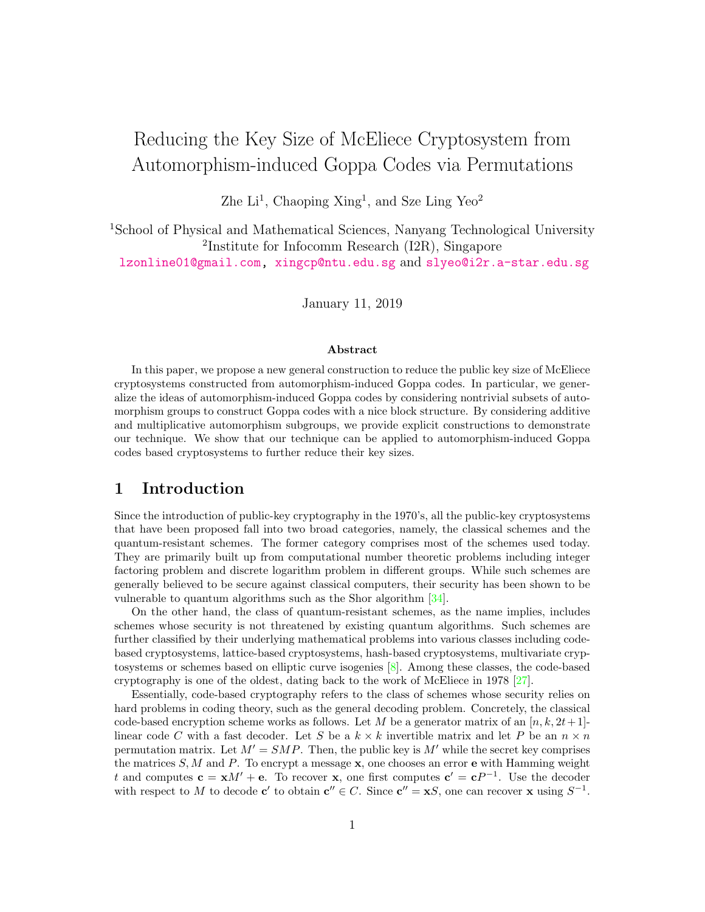# Reducing the Key Size of McEliece Cryptosystem from Automorphism-induced Goppa Codes via Permutations

Zhe Li[1], Chaoping Xing[1], and Sze Ling Yeo[2]

[1]School of Physical and Mathematical Sciences, Nanyang Technological University
[2]Institute for Infocomm Research (I2R), Singapore
lzonline01@gmail.com, xingcp@ntu.edu.sg and slyeo@i2r.a-star.edu.sg

January 11, 2019

### Abstract

In this paper, we propose a new general construction to reduce the public key size of McEliece cryptosystems constructed from automorphism-induced Goppa codes. In particular, we generalize the ideas of automorphism-induced Goppa codes by considering nontrivial subsets of automorphism groups to construct Goppa codes with a nice block structure. By considering additive and multiplicative automorphism subgroups, we provide explicit constructions to demonstrate our technique. We show that our technique can be applied to automorphism-induced Goppa codes based cryptosystems to further reduce their key sizes.

## 1 Introduction

Since the introduction of public-key cryptography in the 1970's, all the public-key cryptosystems that have been proposed fall into two broad categories, namely, the classical schemes and the quantum-resistant schemes. The former category comprises most of the schemes used today. They are primarily built up from computational number theoretic problems including integer factoring problem and discrete logarithm problem in different groups. While such schemes are generally believed to be secure against classical computers, their security has been shown to be vulnerable to quantum algorithms such as the Shor algorithm [34].

On the other hand, the class of quantum-resistant schemes, as the name implies, includes schemes whose security is not threatened by existing quantum algorithms. Such schemes are further classified by their underlying mathematical problems into various classes including code-based cryptosystems, lattice-based cryptosystems, hash-based cryptosystems, multivariate cryptosystems or schemes based on elliptic curve isogenies [8]. Among these classes, the code-based cryptography is one of the oldest, dating back to the work of McEliece in 1978 [27].

Essentially, code-based cryptography refers to the class of schemes whose security relies on hard problems in coding theory, such as the general decoding problem. Concretely, the classical code-based encryption scheme works as follows. Let $M$ be a generator matrix of an $[n, k, 2t+1]$-linear code $C$ with a fast decoder. Let $S$ be a $k \times k$ invertible matrix and let $P$ be an $n \times n$ permutation matrix. Let $M' = SMP$. Then, the public key is $M'$ while the secret key comprises the matrices $S, M$ and $P$. To encrypt a message $\mathbf{x}$, one chooses an error $\mathbf{e}$ with Hamming weight $t$ and computes $\mathbf{c} = \mathbf{x}M' + \mathbf{e}$. To recover $\mathbf{x}$, one first computes $\mathbf{c}' = \mathbf{c}P^{-1}$. Use the decoder with respect to $M$ to decode $\mathbf{c}'$ to obtain $\mathbf{c}'' \in C$. Since $\mathbf{c}'' = \mathbf{x}S$, one can recover $\mathbf{x}$ using $S^{-1}$.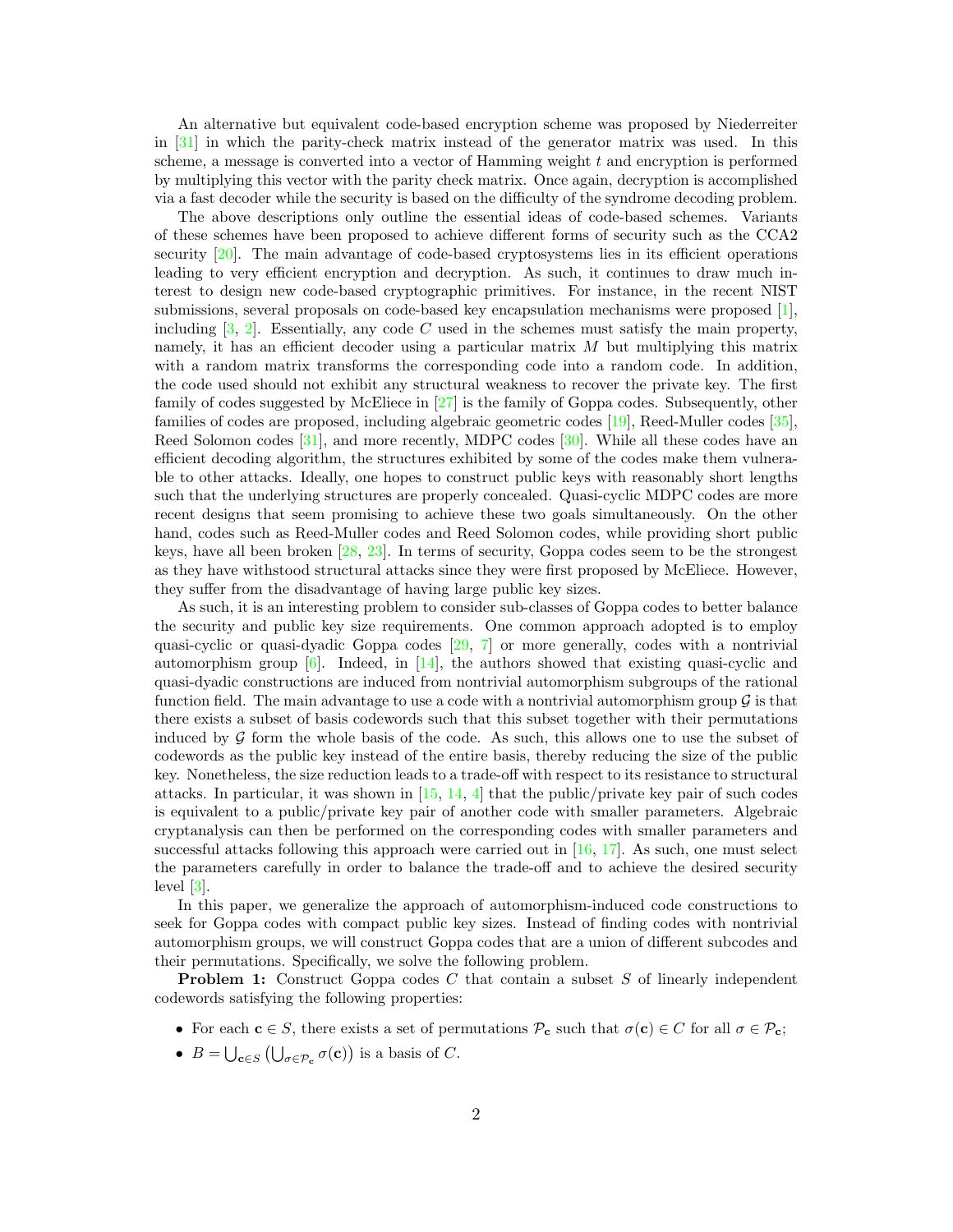An alternative but equivalent code-based encryption scheme was proposed by Niederreiter in [31] in which the parity-check matrix instead of the generator matrix was used. In this scheme, a message is converted into a vector of Hamming weight $t$ and encryption is performed by multiplying this vector with the parity check matrix. Once again, decryption is accomplished via a fast decoder while the security is based on the difficulty of the syndrome decoding problem.

The above descriptions only outline the essential ideas of code-based schemes. Variants of these schemes have been proposed to achieve different forms of security such as the CCA2 security [20]. The main advantage of code-based cryptosystems lies in its efficient operations leading to very efficient encryption and decryption. As such, it continues to draw much interest to design new code-based cryptographic primitives. For instance, in the recent NIST submissions, several proposals on code-based key encapsulation mechanisms were proposed [1], including [3, 2]. Essentially, any code $C$ used in the schemes must satisfy the main property, namely, it has an efficient decoder using a particular matrix $M$ but multiplying this matrix with a random matrix transforms the corresponding code into a random code. In addition, the code used should not exhibit any structural weakness to recover the private key. The first family of codes suggested by McEliece in [27] is the family of Goppa codes. Subsequently, other families of codes are proposed, including algebraic geometric codes [19], Reed-Muller codes [35], Reed Solomon codes [31], and more recently, MDPC codes [30]. While all these codes have an efficient decoding algorithm, the structures exhibited by some of the codes make them vulnerable to other attacks. Ideally, one hopes to construct public keys with reasonably short lengths such that the underlying structures are properly concealed. Quasi-cyclic MDPC codes are more recent designs that seem promising to achieve these two goals simultaneously. On the other hand, codes such as Reed-Muller codes and Reed Solomon codes, while providing short public keys, have all been broken [28, 23]. In terms of security, Goppa codes seem to be the strongest as they have withstood structural attacks since they were first proposed by McEliece. However, they suffer from the disadvantage of having large public key sizes.

As such, it is an interesting problem to consider sub-classes of Goppa codes to better balance the security and public key size requirements. One common approach adopted is to employ quasi-cyclic or quasi-dyadic Goppa codes [29, 7] or more generally, codes with a nontrivial automorphism group [6]. Indeed, in [14], the authors showed that existing quasi-cyclic and quasi-dyadic constructions are induced from nontrivial automorphism subgroups of the rational function field. The main advantage to use a code with a nontrivial automorphism group $\mathcal{G}$ is that there exists a subset of basis codewords such that this subset together with their permutations induced by $\mathcal{G}$ form the whole basis of the code. As such, this allows one to use the subset of codewords as the public key instead of the entire basis, thereby reducing the size of the public key. Nonetheless, the size reduction leads to a trade-off with respect to its resistance to structural attacks. In particular, it was shown in [15, 14, 4] that the public/private key pair of such codes is equivalent to a public/private key pair of another code with smaller parameters. Algebraic cryptanalysis can then be performed on the corresponding codes with smaller parameters and successful attacks following this approach were carried out in [16, 17]. As such, one must select the parameters carefully in order to balance the trade-off and to achieve the desired security level [3].

In this paper, we generalize the approach of automorphism-induced code constructions to seek for Goppa codes with compact public key sizes. Instead of finding codes with nontrivial automorphism groups, we will construct Goppa codes that are a union of different subcodes and their permutations. Specifically, we solve the following problem.

**Problem 1:** Construct Goppa codes $C$ that contain a subset $S$ of linearly independent codewords satisfying the following properties:

- For each $\mathbf{c} \in S$, there exists a set of permutations $\mathcal{P}_{\mathbf{c}}$ such that $\sigma(\mathbf{c}) \in C$ for all $\sigma \in \mathcal{P}_{\mathbf{c}}$;
- $B = \bigcup_{\mathbf{c} \in S} \left( \bigcup_{\sigma \in \mathcal{P}_{\mathbf{c}}} \sigma(\mathbf{c}) \right)$ is a basis of $C$.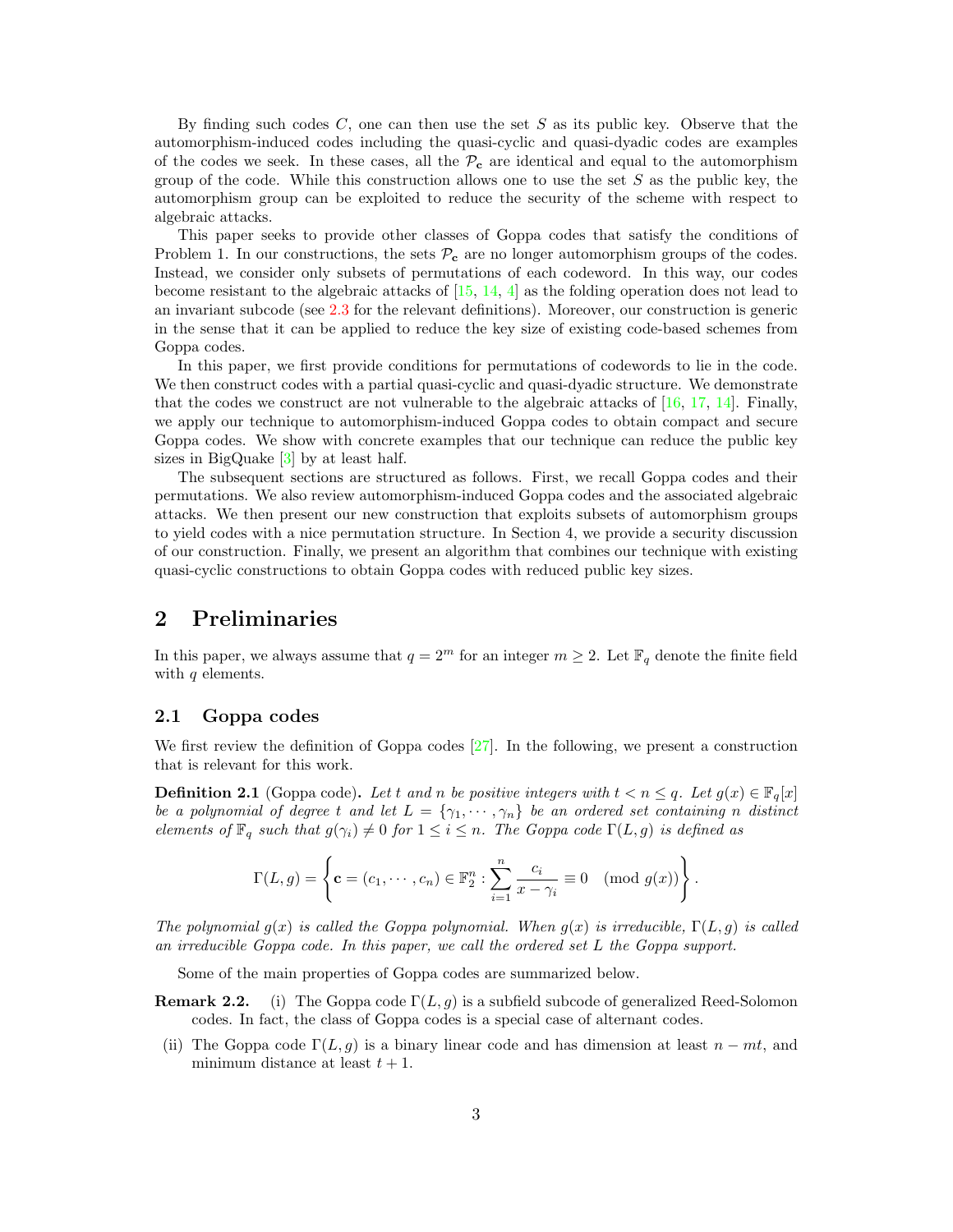By finding such codes $C$, one can then use the set $S$ as its public key. Observe that the automorphism-induced codes including the quasi-cyclic and quasi-dyadic codes are examples of the codes we seek. In these cases, all the $\mathcal{P}_{\mathbf{c}}$ are identical and equal to the automorphism group of the code. While this construction allows one to use the set $S$ as the public key, the automorphism group can be exploited to reduce the security of the scheme with respect to algebraic attacks.

This paper seeks to provide other classes of Goppa codes that satisfy the conditions of Problem 1. In our constructions, the sets $\mathcal{P}_{\mathbf{c}}$ are no longer automorphism groups of the codes. Instead, we consider only subsets of permutations of each codeword. In this way, our codes become resistant to the algebraic attacks of [15, 14, 4] as the folding operation does not lead to an invariant subcode (see 2.3 for the relevant definitions). Moreover, our construction is generic in the sense that it can be applied to reduce the key size of existing code-based schemes from Goppa codes.

In this paper, we first provide conditions for permutations of codewords to lie in the code. We then construct codes with a partial quasi-cyclic and quasi-dyadic structure. We demonstrate that the codes we construct are not vulnerable to the algebraic attacks of [16, 17, 14]. Finally, we apply our technique to automorphism-induced Goppa codes to obtain compact and secure Goppa codes. We show with concrete examples that our technique can reduce the public key sizes in BigQuake [3] by at least half.

The subsequent sections are structured as follows. First, we recall Goppa codes and their permutations. We also review automorphism-induced Goppa codes and the associated algebraic attacks. We then present our new construction that exploits subsets of automorphism groups to yield codes with a nice permutation structure. In Section 4, we provide a security discussion of our construction. Finally, we present an algorithm that combines our technique with existing quasi-cyclic constructions to obtain Goppa codes with reduced public key sizes.

## 2 Preliminaries

In this paper, we always assume that $q = 2^m$ for an integer $m \geq 2$. Let $\mathbb{F}_q$ denote the finite field with $q$ elements.

### 2.1 Goppa codes

We first review the definition of Goppa codes [27]. In the following, we present a construction that is relevant for this work.

**Definition 2.1** (Goppa code)**.** *Let $t$ and $n$ be positive integers with $t < n \leq q$. Let $g(x) \in \mathbb{F}_q[x]$ be a polynomial of degree $t$ and let $L = \{\gamma_1, \cdots, \gamma_n\}$ be an ordered set containing $n$ distinct elements of $\mathbb{F}_q$ such that $g(\gamma_i) \neq 0$ for $1 \leq i \leq n$. The Goppa code $\Gamma(L, g)$ is defined as*

$$\Gamma(L, g) = \left\{ \mathbf{c} = (c_1, \cdots, c_n) \in \mathbb{F}_2^n : \sum_{i=1}^{n} \frac{c_i}{x - \gamma_i} \equiv 0 \pmod{g(x)} \right\}.$$

*The polynomial $g(x)$ is called the Goppa polynomial. When $g(x)$ is irreducible, $\Gamma(L, g)$ is called an irreducible Goppa code. In this paper, we call the ordered set $L$ the Goppa support.*

Some of the main properties of Goppa codes are summarized below.

**Remark 2.2.**

- (i) The Goppa code $\Gamma(L, g)$ is a subfield subcode of generalized Reed-Solomon codes. In fact, the class of Goppa codes is a special case of alternant codes.
- (ii) The Goppa code $\Gamma(L, g)$ is a binary linear code and has dimension at least $n - mt$, and minimum distance at least $t + 1$.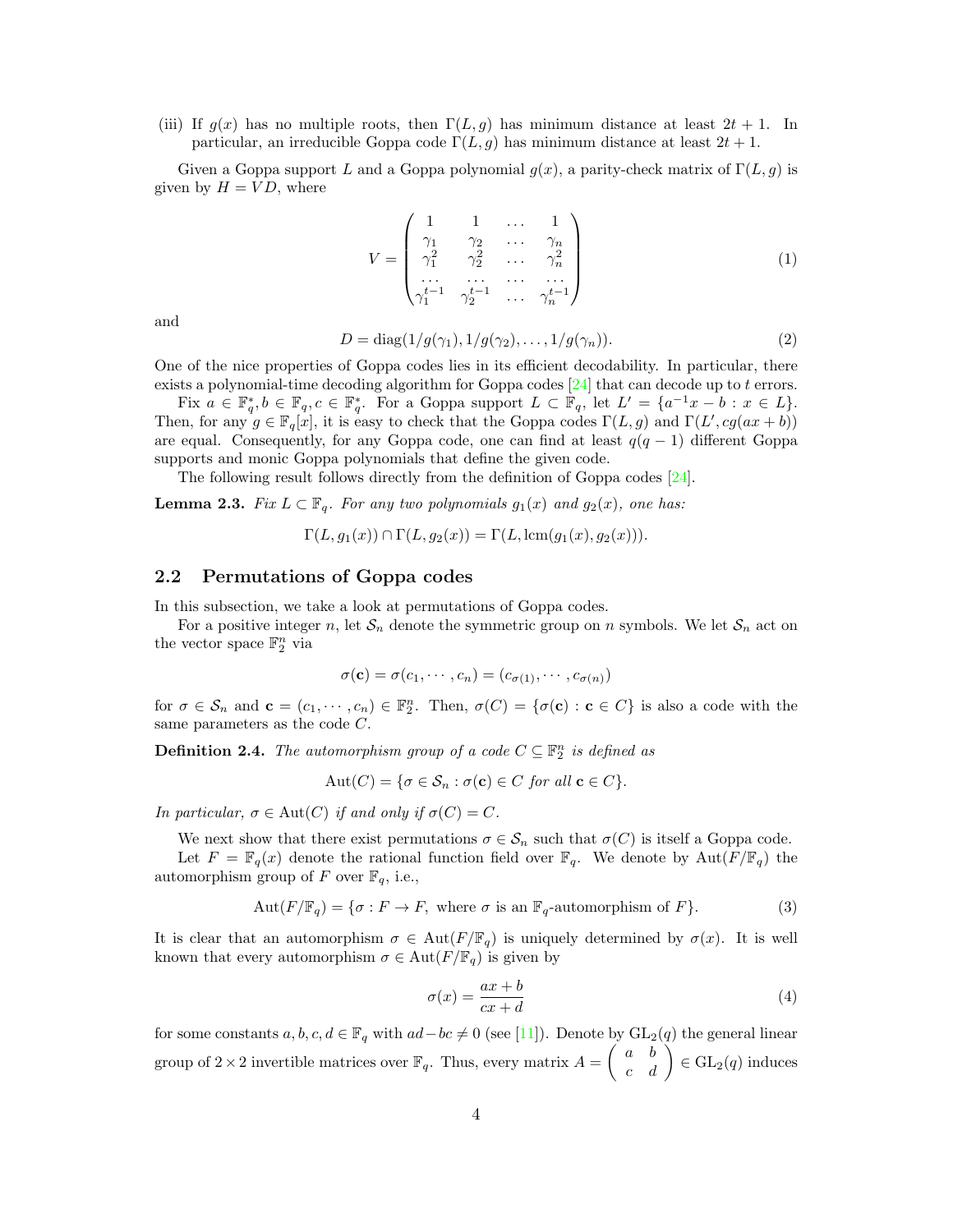(iii) If $g(x)$ has no multiple roots, then $\Gamma(L, g)$ has minimum distance at least $2t + 1$. In particular, an irreducible Goppa code $\Gamma(L, g)$ has minimum distance at least $2t + 1$.

Given a Goppa support $L$ and a Goppa polynomial $g(x)$, a parity-check matrix of $\Gamma(L, g)$ is given by $H = VD$, where

$$V = \begin{pmatrix} 1 & 1 & \dots & 1 \\ \gamma_1 & \gamma_2 & \dots & \gamma_n \\ \gamma_1^2 & \gamma_2^2 & \dots & \gamma_n^2 \\ \dots & \dots & \dots & \dots \\ \gamma_1^{t-1} & \gamma_2^{t-1} & \dots & \gamma_n^{t-1} \end{pmatrix} \tag{1}$$

and

$$D = \mathrm{diag}(1/g(\gamma_1), 1/g(\gamma_2), \dots, 1/g(\gamma_n)). \tag{2}$$

One of the nice properties of Goppa codes lies in its efficient decodability. In particular, there exists a polynomial-time decoding algorithm for Goppa codes [24] that can decode up to $t$ errors.

Fix $a \in \mathbb{F}_q^*, b \in \mathbb{F}_q, c \in \mathbb{F}_q^*$. For a Goppa support $L \subset \mathbb{F}_q$, let $L' = \{a^{-1}x - b : x \in L\}$. Then, for any $g \in \mathbb{F}_q[x]$, it is easy to check that the Goppa codes $\Gamma(L, g)$ and $\Gamma(L', cg(ax + b))$ are equal. Consequently, for any Goppa code, one can find at least $q(q - 1)$ different Goppa supports and monic Goppa polynomials that define the given code.

The following result follows directly from the definition of Goppa codes [24].

**Lemma 2.3.** *Fix $L \subset \mathbb{F}_q$. For any two polynomials $g_1(x)$ and $g_2(x)$, one has:*

$$\Gamma(L, g_1(x)) \cap \Gamma(L, g_2(x)) = \Gamma(L, \mathrm{lcm}(g_1(x), g_2(x))).$$

## 2.2 Permutations of Goppa codes

In this subsection, we take a look at permutations of Goppa codes.

For a positive integer $n$, let $\mathcal{S}_n$ denote the symmetric group on $n$ symbols. We let $\mathcal{S}_n$ act on the vector space $\mathbb{F}_2^n$ via

$$\sigma(\mathbf{c}) = \sigma(c_1, \cdots, c_n) = (c_{\sigma(1)}, \cdots, c_{\sigma(n)})$$

for $\sigma \in \mathcal{S}_n$ and $\mathbf{c} = (c_1, \cdots, c_n) \in \mathbb{F}_2^n$. Then, $\sigma(C) = \{\sigma(\mathbf{c}) : \mathbf{c} \in C\}$ is also a code with the same parameters as the code $C$.

**Definition 2.4.** *The automorphism group of a code $C \subseteq \mathbb{F}_2^n$ is defined as*

$$\mathrm{Aut}(C) = \{\sigma \in \mathcal{S}_n : \sigma(\mathbf{c}) \in C \text{ for all } \mathbf{c} \in C\}.$$

*In particular, $\sigma \in \mathrm{Aut}(C)$ if and only if $\sigma(C) = C$.*

We next show that there exist permutations $\sigma \in \mathcal{S}_n$ such that $\sigma(C)$ is itself a Goppa code.

Let $F = \mathbb{F}_q(x)$ denote the rational function field over $\mathbb{F}_q$. We denote by $\mathrm{Aut}(F/\mathbb{F}_q)$ the automorphism group of $F$ over $\mathbb{F}_q$, i.e.,

$$\mathrm{Aut}(F/\mathbb{F}_q) = \{\sigma : F \to F, \text{ where } \sigma \text{ is an } \mathbb{F}_q\text{-automorphism of } F\}. \tag{3}$$

It is clear that an automorphism $\sigma \in \mathrm{Aut}(F/\mathbb{F}_q)$ is uniquely determined by $\sigma(x)$. It is well known that every automorphism $\sigma \in \mathrm{Aut}(F/\mathbb{F}_q)$ is given by

$$\sigma(x) = \frac{ax + b}{cx + d} \tag{4}$$

for some constants $a, b, c, d \in \mathbb{F}_q$ with $ad - bc \neq 0$ (see [11]). Denote by $\mathrm{GL}_2(q)$ the general linear group of $2 \times 2$ invertible matrices over $\mathbb{F}_q$. Thus, every matrix $A = \begin{pmatrix} a & b \\ c & d \end{pmatrix} \in \mathrm{GL}_2(q)$ induces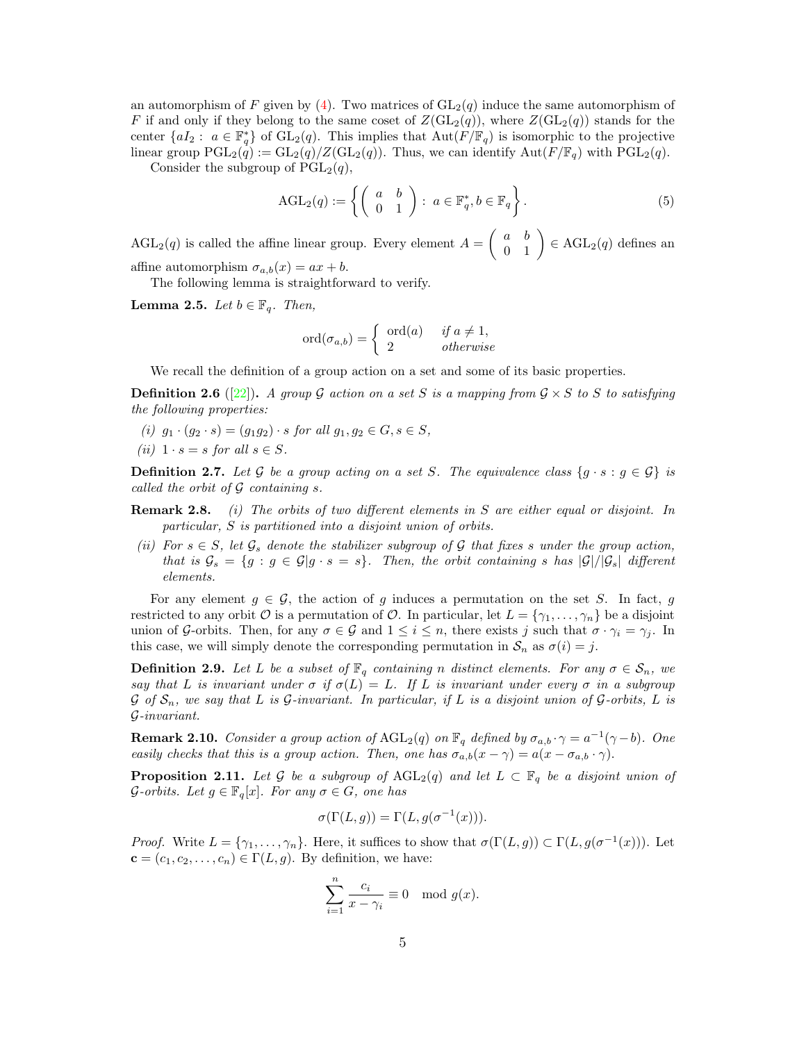an automorphism of $F$ given by (4). Two matrices of $\mathrm{GL}_2(q)$ induce the same automorphism of $F$ if and only if they belong to the same coset of $Z(\mathrm{GL}_2(q))$, where $Z(\mathrm{GL}_2(q))$ stands for the center $\{aI_2 : a \in \mathbb{F}_q^*\}$ of $\mathrm{GL}_2(q)$. This implies that $\mathrm{Aut}(F/\mathbb{F}_q)$ is isomorphic to the projective linear group $\mathrm{PGL}_2(q) := \mathrm{GL}_2(q)/Z(\mathrm{GL}_2(q))$. Thus, we can identify $\mathrm{Aut}(F/\mathbb{F}_q)$ with $\mathrm{PGL}_2(q)$.

Consider the subgroup of $\mathrm{PGL}_2(q)$,

$$\mathrm{AGL}_2(q) := \left\{ \begin{pmatrix} a & b \\ 0 & 1 \end{pmatrix} : a \in \mathbb{F}_q^*, b \in \mathbb{F}_q \right\}. \tag{5}$$

$\mathrm{AGL}_2(q)$ is called the affine linear group. Every element $A = \begin{pmatrix} a & b \\ 0 & 1 \end{pmatrix} \in \mathrm{AGL}_2(q)$ defines an affine automorphism $\sigma_{a,b}(x) = ax + b$.

The following lemma is straightforward to verify.

**Lemma 2.5.** *Let $b \in \mathbb{F}_q$. Then,*

$$\mathrm{ord}(\sigma_{a,b}) = \begin{cases} \mathrm{ord}(a) & \text{if } a \neq 1, \\ 2 & \text{otherwise} \end{cases}$$

We recall the definition of a group action on a set and some of its basic properties.

**Definition 2.6** ([22])**.** *A group $\mathcal{G}$ action on a set $S$ is a mapping from $\mathcal{G} \times S$ to $S$ to satisfying the following properties:*

*(i) $g_1 \cdot (g_2 \cdot s) = (g_1 g_2) \cdot s$ for all $g_1, g_2 \in G, s \in S$,*

*(ii) $1 \cdot s = s$ for all $s \in S$.*

**Definition 2.7.** *Let $\mathcal{G}$ be a group acting on a set $S$. The equivalence class $\{g \cdot s : g \in \mathcal{G}\}$ is called the orbit of $\mathcal{G}$ containing $s$.*

**Remark 2.8.** *(i) The orbits of two different elements in $S$ are either equal or disjoint. In particular, $S$ is partitioned into a disjoint union of orbits.*

*(ii) For $s \in S$, let $\mathcal{G}_s$ denote the stabilizer subgroup of $\mathcal{G}$ that fixes $s$ under the group action, that is $\mathcal{G}_s = \{g : g \in \mathcal{G} | g \cdot s = s\}$. Then, the orbit containing $s$ has $|\mathcal{G}|/|\mathcal{G}_s|$ different elements.*

For any element $g \in \mathcal{G}$, the action of $g$ induces a permutation on the set $S$. In fact, $g$ restricted to any orbit $\mathcal{O}$ is a permutation of $\mathcal{O}$. In particular, let $L = \{\gamma_1, \ldots, \gamma_n\}$ be a disjoint union of $\mathcal{G}$-orbits. Then, for any $\sigma \in \mathcal{G}$ and $1 \leq i \leq n$, there exists $j$ such that $\sigma \cdot \gamma_i = \gamma_j$. In this case, we will simply denote the corresponding permutation in $\mathcal{S}_n$ as $\sigma(i) = j$.

**Definition 2.9.** *Let $L$ be a subset of $\mathbb{F}_q$ containing $n$ distinct elements. For any $\sigma \in \mathcal{S}_n$, we say that $L$ is invariant under $\sigma$ if $\sigma(L) = L$. If $L$ is invariant under every $\sigma$ in a subgroup $\mathcal{G}$ of $\mathcal{S}_n$, we say that $L$ is $\mathcal{G}$-invariant. In particular, if $L$ is a disjoint union of $\mathcal{G}$-orbits, $L$ is $\mathcal{G}$-invariant.*

**Remark 2.10.** *Consider a group action of $\mathrm{AGL}_2(q)$ on $\mathbb{F}_q$ defined by $\sigma_{a,b} \cdot \gamma = a^{-1}(\gamma - b)$. One easily checks that this is a group action. Then, one has $\sigma_{a,b}(x - \gamma) = a(x - \sigma_{a,b} \cdot \gamma)$.*

**Proposition 2.11.** *Let $\mathcal{G}$ be a subgroup of $\mathrm{AGL}_2(q)$ and let $L \subset \mathbb{F}_q$ be a disjoint union of $\mathcal{G}$-orbits. Let $g \in \mathbb{F}_q[x]$. For any $\sigma \in G$, one has*

$$\sigma(\Gamma(L, g)) = \Gamma(L, g(\sigma^{-1}(x))).$$

*Proof.* Write $L = \{\gamma_1, \ldots, \gamma_n\}$. Here, it suffices to show that $\sigma(\Gamma(L, g)) \subset \Gamma(L, g(\sigma^{-1}(x)))$. Let $\mathbf{c} = (c_1, c_2, \ldots, c_n) \in \Gamma(L, g)$. By definition, we have:

$$\sum_{i=1}^{n} \frac{c_i}{x - \gamma_i} \equiv 0 \mod g(x).$$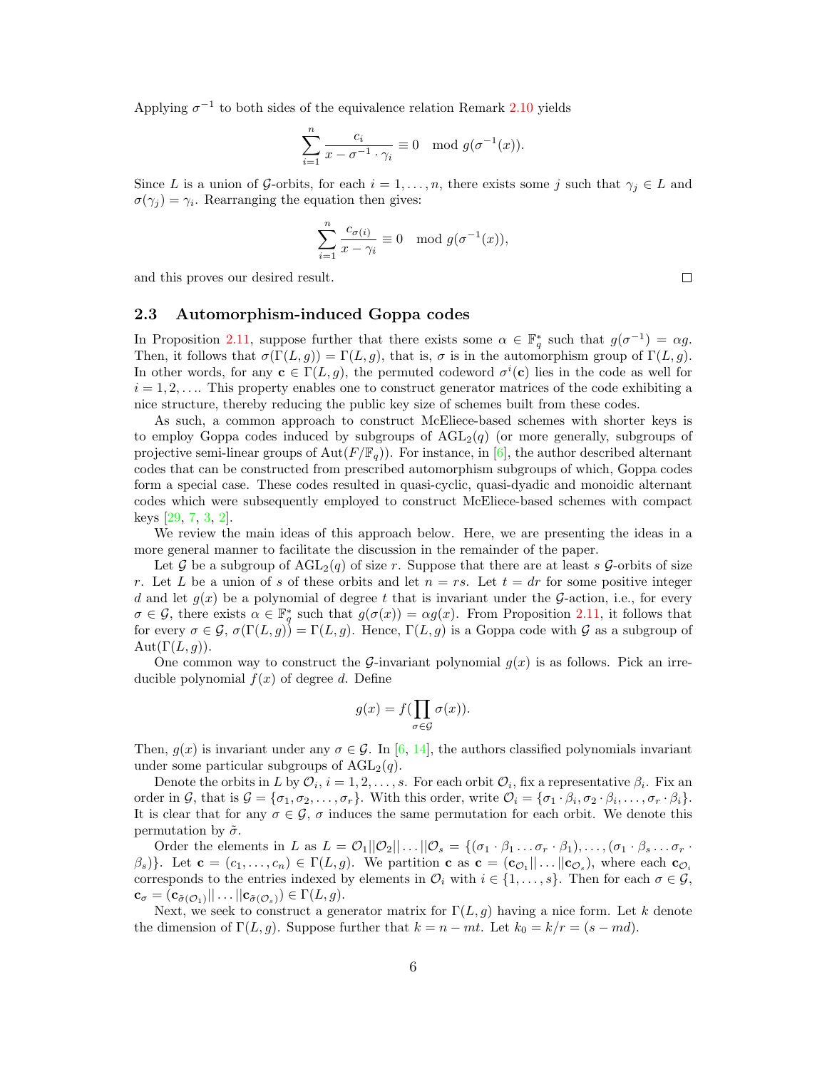Applying $\sigma^{-1}$ to both sides of the equivalence relation Remark 2.10 yields

$$\sum_{i=1}^{n} \frac{c_i}{x - \sigma^{-1} \cdot \gamma_i} \equiv 0 \mod g(\sigma^{-1}(x)).$$

Since $L$ is a union of $\mathcal{G}$-orbits, for each $i = 1, \ldots, n$, there exists some $j$ such that $\gamma_j \in L$ and $\sigma(\gamma_j) = \gamma_i$. Rearranging the equation then gives:

$$\sum_{i=1}^{n} \frac{c_{\sigma(i)}}{x - \gamma_i} \equiv 0 \mod g(\sigma^{-1}(x)),$$

and this proves our desired result. □

## 2.3 Automorphism-induced Goppa codes

In Proposition 2.11, suppose further that there exists some $\alpha \in \mathbb{F}_q^*$ such that $g(\sigma^{-1}) = \alpha g$. Then, it follows that $\sigma(\Gamma(L, g)) = \Gamma(L, g)$, that is, $\sigma$ is in the automorphism group of $\Gamma(L, g)$. In other words, for any $\mathbf{c} \in \Gamma(L, g)$, the permuted codeword $\sigma^i(\mathbf{c})$ lies in the code as well for $i = 1, 2, \ldots$. This property enables one to construct generator matrices of the code exhibiting a nice structure, thereby reducing the public key size of schemes built from these codes.

As such, a common approach to construct McEliece-based schemes with shorter keys is to employ Goppa codes induced by subgroups of $\mathrm{AGL}_2(q)$ (or more generally, subgroups of projective semi-linear groups of $\mathrm{Aut}(F/\mathbb{F}_q)$). For instance, in [6], the author described alternant codes that can be constructed from prescribed automorphism subgroups of which, Goppa codes form a special case. These codes resulted in quasi-cyclic, quasi-dyadic and monoidic alternant codes which were subsequently employed to construct McEliece-based schemes with compact keys [29, 7, 3, 2].

We review the main ideas of this approach below. Here, we are presenting the ideas in a more general manner to facilitate the discussion in the remainder of the paper.

Let $\mathcal{G}$ be a subgroup of $\mathrm{AGL}_2(q)$ of size $r$. Suppose that there are at least $s$ $\mathcal{G}$-orbits of size $r$. Let $L$ be a union of $s$ of these orbits and let $n = rs$. Let $t = dr$ for some positive integer $d$ and let $g(x)$ be a polynomial of degree $t$ that is invariant under the $\mathcal{G}$-action, i.e., for every $\sigma \in \mathcal{G}$, there exists $\alpha \in \mathbb{F}_q^*$ such that $g(\sigma(x)) = \alpha g(x)$. From Proposition 2.11, it follows that for every $\sigma \in \mathcal{G}$, $\sigma(\Gamma(L, g)) = \Gamma(L, g)$. Hence, $\Gamma(L, g)$ is a Goppa code with $\mathcal{G}$ as a subgroup of $\mathrm{Aut}(\Gamma(L, g))$.

One common way to construct the $\mathcal{G}$-invariant polynomial $g(x)$ is as follows. Pick an irreducible polynomial $f(x)$ of degree $d$. Define

$$g(x) = f(\prod_{\sigma \in \mathcal{G}} \sigma(x)).$$

Then, $g(x)$ is invariant under any $\sigma \in \mathcal{G}$. In [6, 14], the authors classified polynomials invariant under some particular subgroups of $\mathrm{AGL}_2(q)$.

Denote the orbits in $L$ by $\mathcal{O}_i$, $i = 1, 2, \ldots, s$. For each orbit $\mathcal{O}_i$, fix a representative $\beta_i$. Fix an order in $\mathcal{G}$, that is $\mathcal{G} = \{\sigma_1, \sigma_2, \ldots, \sigma_r\}$. With this order, write $\mathcal{O}_i = \{\sigma_1 \cdot \beta_i, \sigma_2 \cdot \beta_i, \ldots, \sigma_r \cdot \beta_i\}$. It is clear that for any $\sigma \in \mathcal{G}$, $\sigma$ induces the same permutation for each orbit. We denote this permutation by $\tilde{\sigma}$.

Order the elements in $L$ as $L = \mathcal{O}_1 || \mathcal{O}_2 || \ldots || \mathcal{O}_s = \{(\sigma_1 \cdot \beta_1 \ldots \sigma_r \cdot \beta_1), \ldots, (\sigma_1 \cdot \beta_s \ldots \sigma_r \cdot \beta_s)\}$. Let $\mathbf{c} = (c_1, \ldots, c_n) \in \Gamma(L, g)$. We partition $\mathbf{c}$ as $\mathbf{c} = (\mathbf{c}_{\mathcal{O}_1} || \ldots || \mathbf{c}_{\mathcal{O}_s})$, where each $\mathbf{c}_{\mathcal{O}_i}$ corresponds to the entries indexed by elements in $\mathcal{O}_i$ with $i \in \{1, \ldots, s\}$. Then for each $\sigma \in \mathcal{G}$, $\mathbf{c}_\sigma = (\mathbf{c}_{\tilde{\sigma}(\mathcal{O}_1)} || \ldots || \mathbf{c}_{\tilde{\sigma}(\mathcal{O}_s)}) \in \Gamma(L, g)$.

Next, we seek to construct a generator matrix for $\Gamma(L, g)$ having a nice form. Let $k$ denote the dimension of $\Gamma(L, g)$. Suppose further that $k = n - mt$. Let $k_0 = k/r = (s - md)$.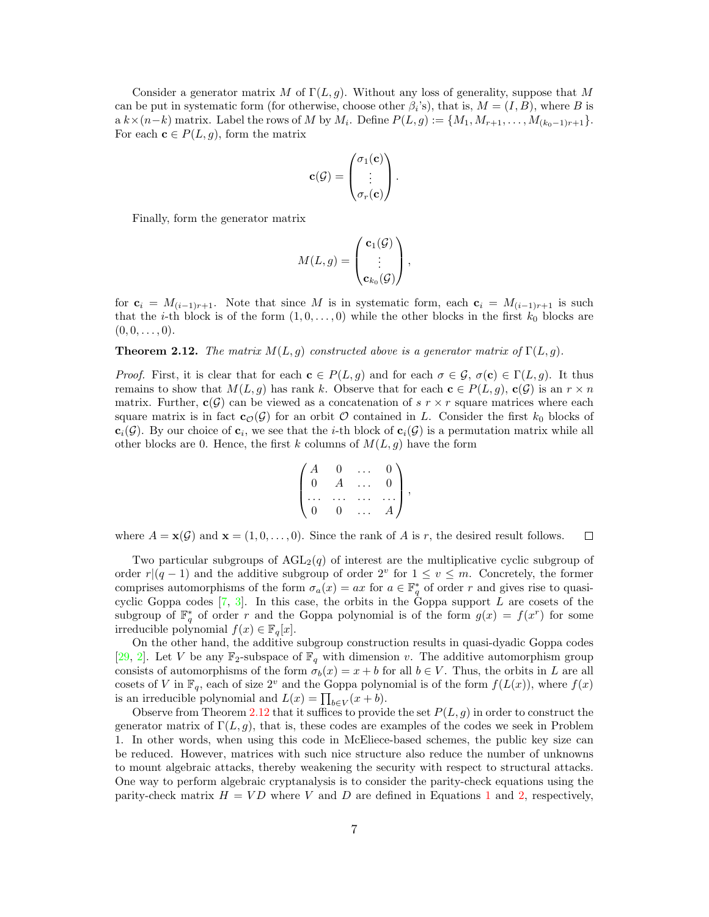Consider a generator matrix $M$ of $\Gamma(L, g)$. Without any loss of generality, suppose that $M$ can be put in systematic form (for otherwise, choose other $\beta_i$'s), that is, $M = (I, B)$, where $B$ is a $k \times (n-k)$ matrix. Label the rows of $M$ by $M_i$. Define $P(L, g) := \{M_1, M_{r+1}, \ldots, M_{(k_0-1)r+1}\}$. For each $\mathbf{c} \in P(L, g)$, form the matrix

$$\mathbf{c}(\mathcal{G}) = \begin{pmatrix} \sigma_1(\mathbf{c}) \\ \vdots \\ \sigma_r(\mathbf{c}) \end{pmatrix}.$$

Finally, form the generator matrix

$$M(L, g) = \begin{pmatrix} \mathbf{c}_1(\mathcal{G}) \\ \vdots \\ \mathbf{c}_{k_0}(\mathcal{G}) \end{pmatrix},$$

for $\mathbf{c}_i = M_{(i-1)r+1}$. Note that since $M$ is in systematic form, each $\mathbf{c}_i = M_{(i-1)r+1}$ is such that the $i$-th block is of the form $(1, 0, \ldots, 0)$ while the other blocks in the first $k_0$ blocks are $(0, 0, \ldots, 0)$.

**Theorem 2.12.** *The matrix $M(L, g)$ constructed above is a generator matrix of $\Gamma(L, g)$.*

*Proof.* First, it is clear that for each $\mathbf{c} \in P(L, g)$ and for each $\sigma \in \mathcal{G}$, $\sigma(\mathbf{c}) \in \Gamma(L, g)$. It thus remains to show that $M(L, g)$ has rank $k$. Observe that for each $\mathbf{c} \in P(L, g)$, $\mathbf{c}(\mathcal{G})$ is an $r \times n$ matrix. Further, $\mathbf{c}(\mathcal{G})$ can be viewed as a concatenation of $s$ $r \times r$ square matrices where each square matrix is in fact $\mathbf{c}_{\mathcal{O}}(\mathcal{G})$ for an orbit $\mathcal{O}$ contained in $L$. Consider the first $k_0$ blocks of $\mathbf{c}_i(\mathcal{G})$. By our choice of $\mathbf{c}_i$, we see that the $i$-th block of $\mathbf{c}_i(\mathcal{G})$ is a permutation matrix while all other blocks are 0. Hence, the first $k$ columns of $M(L, g)$ have the form

$$\begin{pmatrix} A & 0 & \ldots & 0 \\ 0 & A & \ldots & 0 \\ \ldots & \ldots & \ldots & \ldots \\ 0 & 0 & \ldots & A \end{pmatrix},$$

where $A = \mathbf{x}(\mathcal{G})$ and $\mathbf{x} = (1, 0, \ldots, 0)$. Since the rank of $A$ is $r$, the desired result follows. $\square$

Two particular subgroups of $\mathrm{AGL}_2(q)$ of interest are the multiplicative cyclic subgroup of order $r|(q-1)$ and the additive subgroup of order $2^v$ for $1 \leq v \leq m$. Concretely, the former comprises automorphisms of the form $\sigma_a(x) = ax$ for $a \in \mathbb{F}_q^*$ of order $r$ and gives rise to quasi-cyclic Goppa codes [7, 3]. In this case, the orbits in the Goppa support $L$ are cosets of the subgroup of $\mathbb{F}_q^*$ of order $r$ and the Goppa polynomial is of the form $g(x) = f(x^r)$ for some irreducible polynomial $f(x) \in \mathbb{F}_q[x]$.

On the other hand, the additive subgroup construction results in quasi-dyadic Goppa codes [29, 2]. Let $V$ be any $\mathbb{F}_2$-subspace of $\mathbb{F}_q$ with dimension $v$. The additive automorphism group consists of automorphisms of the form $\sigma_b(x) = x + b$ for all $b \in V$. Thus, the orbits in $L$ are all cosets of $V$ in $\mathbb{F}_q$, each of size $2^v$ and the Goppa polynomial is of the form $f(L(x))$, where $f(x)$ is an irreducible polynomial and $L(x) = \prod_{b \in V}(x + b)$.

Observe from Theorem 2.12 that it suffices to provide the set $P(L, g)$ in order to construct the generator matrix of $\Gamma(L, g)$, that is, these codes are examples of the codes we seek in Problem 1. In other words, when using this code in McEliece-based schemes, the public key size can be reduced. However, matrices with such nice structure also reduce the number of unknowns to mount algebraic attacks, thereby weakening the security with respect to structural attacks. One way to perform algebraic cryptanalysis is to consider the parity-check equations using the parity-check matrix $H = VD$ where $V$ and $D$ are defined in Equations 1 and 2, respectively,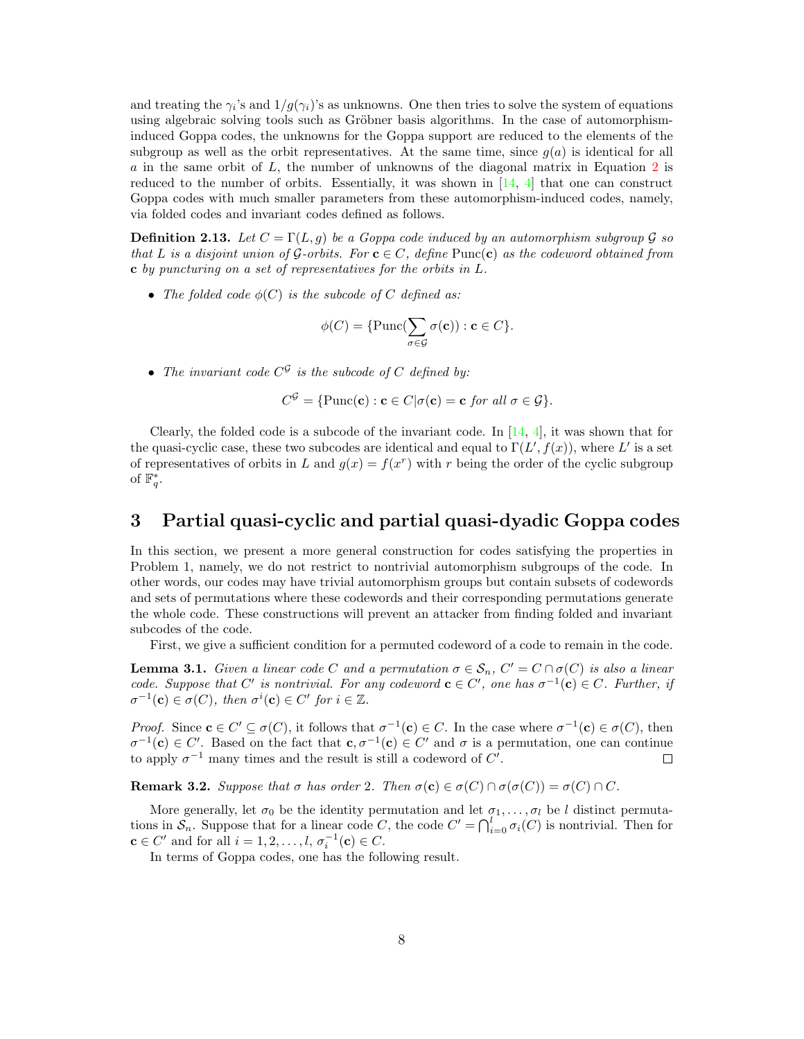and treating the $\gamma_i$'s and $1/g(\gamma_i)$'s as unknowns. One then tries to solve the system of equations using algebraic solving tools such as Gröbner basis algorithms. In the case of automorphism-induced Goppa codes, the unknowns for the Goppa support are reduced to the elements of the subgroup as well as the orbit representatives. At the same time, since $g(a)$ is identical for all $a$ in the same orbit of $L$, the number of unknowns of the diagonal matrix in Equation 2 is reduced to the number of orbits. Essentially, it was shown in [14, 4] that one can construct Goppa codes with much smaller parameters from these automorphism-induced codes, namely, via folded codes and invariant codes defined as follows.

**Definition 2.13.** *Let $C = \Gamma(L, g)$ be a Goppa code induced by an automorphism subgroup $\mathcal{G}$ so that $L$ is a disjoint union of $\mathcal{G}$-orbits. For $\mathbf{c} \in C$, define $\mathrm{Punc}(\mathbf{c})$ as the codeword obtained from $\mathbf{c}$ by puncturing on a set of representatives for the orbits in $L$.*

- *The folded code $\phi(C)$ is the subcode of $C$ defined as:*

$$\phi(C) = \{\mathrm{Punc}(\sum_{\sigma \in \mathcal{G}} \sigma(\mathbf{c})) : \mathbf{c} \in C\}.$$

- *The invariant code $C^{\mathcal{G}}$ is the subcode of $C$ defined by:*

$$C^{\mathcal{G}} = \{\mathrm{Punc}(\mathbf{c}) : \mathbf{c} \in C | \sigma(\mathbf{c}) = \mathbf{c} \text{ for all } \sigma \in \mathcal{G}\}.$$

Clearly, the folded code is a subcode of the invariant code. In [14, 4], it was shown that for the quasi-cyclic case, these two subcodes are identical and equal to $\Gamma(L', f(x))$, where $L'$ is a set of representatives of orbits in $L$ and $g(x) = f(x^r)$ with $r$ being the order of the cyclic subgroup of $\mathbb{F}_q^*$.

## 3 Partial quasi-cyclic and partial quasi-dyadic Goppa codes

In this section, we present a more general construction for codes satisfying the properties in Problem 1, namely, we do not restrict to nontrivial automorphism subgroups of the code. In other words, our codes may have trivial automorphism groups but contain subsets of codewords and sets of permutations where these codewords and their corresponding permutations generate the whole code. These constructions will prevent an attacker from finding folded and invariant subcodes of the code.

First, we give a sufficient condition for a permuted codeword of a code to remain in the code.

**Lemma 3.1.** *Given a linear code $C$ and a permutation $\sigma \in \mathcal{S}_n$, $C' = C \cap \sigma(C)$ is also a linear code. Suppose that $C'$ is nontrivial. For any codeword $\mathbf{c} \in C'$, one has $\sigma^{-1}(\mathbf{c}) \in C$. Further, if $\sigma^{-1}(\mathbf{c}) \in \sigma(C)$, then $\sigma^i(\mathbf{c}) \in C'$ for $i \in \mathbb{Z}$.*

*Proof.* Since $\mathbf{c} \in C' \subseteq \sigma(C)$, it follows that $\sigma^{-1}(\mathbf{c}) \in C$. In the case where $\sigma^{-1}(\mathbf{c}) \in \sigma(C)$, then $\sigma^{-1}(\mathbf{c}) \in C'$. Based on the fact that $\mathbf{c}, \sigma^{-1}(\mathbf{c}) \in C'$ and $\sigma$ is a permutation, one can continue to apply $\sigma^{-1}$ many times and the result is still a codeword of $C'$. □

**Remark 3.2.** *Suppose that $\sigma$ has order 2. Then $\sigma(\mathbf{c}) \in \sigma(C) \cap \sigma(\sigma(C)) = \sigma(C) \cap C$.*

More generally, let $\sigma_0$ be the identity permutation and let $\sigma_1, \ldots, \sigma_l$ be $l$ distinct permutations in $\mathcal{S}_n$. Suppose that for a linear code $C$, the code $C' = \bigcap_{i=0}^{l} \sigma_i(C)$ is nontrivial. Then for $\mathbf{c} \in C'$ and for all $i = 1, 2, \ldots, l$, $\sigma_i^{-1}(\mathbf{c}) \in C$.

In terms of Goppa codes, one has the following result.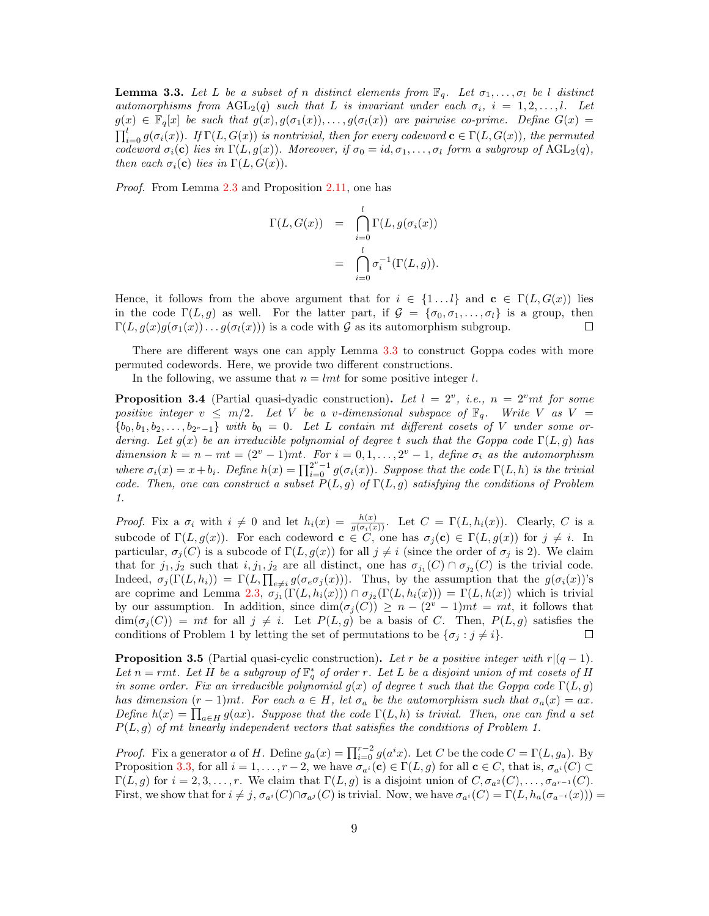**Lemma 3.3.** *Let $L$ be a subset of $n$ distinct elements from $\mathbb{F}_q$. Let $\sigma_1, \ldots, \sigma_l$ be $l$ distinct automorphisms from $\mathrm{AGL}_2(q)$ such that $L$ is invariant under each $\sigma_i$, $i = 1, 2, \ldots, l$. Let $g(x) \in \mathbb{F}_q[x]$ be such that $g(x), g(\sigma_1(x)), \ldots, g(\sigma_l(x))$ are pairwise co-prime. Define $G(x) = \prod_{i=0}^{l} g(\sigma_i(x))$. If $\Gamma(L, G(x))$ is nontrivial, then for every codeword $\mathbf{c} \in \Gamma(L, G(x))$, the permuted codeword $\sigma_i(\mathbf{c})$ lies in $\Gamma(L, g(x))$. Moreover, if $\sigma_0 = id, \sigma_1, \ldots, \sigma_l$ form a subgroup of $\mathrm{AGL}_2(q)$, then each $\sigma_i(\mathbf{c})$ lies in $\Gamma(L, G(x))$.*

*Proof.* From Lemma 2.3 and Proposition 2.11, one has

$$
\begin{aligned}
\Gamma(L, G(x)) &= \bigcap_{i=0}^{l} \Gamma(L, g(\sigma_i(x)) \\
&= \bigcap_{i=0}^{l} \sigma_i^{-1}(\Gamma(L, g)).
\end{aligned}
$$

Hence, it follows from the above argument that for $i \in \{1 \ldots l\}$ and $\mathbf{c} \in \Gamma(L, G(x))$ lies in the code $\Gamma(L, g)$ as well. For the latter part, if $\mathcal{G} = \{\sigma_0, \sigma_1, \ldots, \sigma_l\}$ is a group, then $\Gamma(L, g(x)g(\sigma_1(x)) \ldots g(\sigma_l(x)))$ is a code with $\mathcal{G}$ as its automorphism subgroup. ◻

There are different ways one can apply Lemma 3.3 to construct Goppa codes with more permuted codewords. Here, we provide two different constructions.

In the following, we assume that $n = lmt$ for some positive integer $l$.

**Proposition 3.4** (Partial quasi-dyadic construction)**.** *Let $l = 2^v$, i.e., $n = 2^v mt$ for some positive integer $v \leq m/2$. Let $V$ be a $v$-dimensional subspace of $\mathbb{F}_q$. Write $V$ as $V = \{b_0, b_1, b_2, \ldots, b_{2^v - 1}\}$ with $b_0 = 0$. Let $L$ contain $mt$ different cosets of $V$ under some ordering. Let $g(x)$ be an irreducible polynomial of degree $t$ such that the Goppa code $\Gamma(L, g)$ has dimension $k = n - mt = (2^v - 1)mt$. For $i = 0, 1, \ldots, 2^v - 1$, define $\sigma_i$ as the automorphism where $\sigma_i(x) = x + b_i$. Define $h(x) = \prod_{i=0}^{2^v - 1} g(\sigma_i(x))$. Suppose that the code $\Gamma(L, h)$ is the trivial code. Then, one can construct a subset $P(L, g)$ of $\Gamma(L, g)$ satisfying the conditions of Problem 1.*

*Proof.* Fix a $\sigma_i$ with $i \neq 0$ and let $h_i(x) = \frac{h(x)}{g(\sigma_i(x))}$. Let $C = \Gamma(L, h_i(x))$. Clearly, $C$ is a subcode of $\Gamma(L, g(x))$. For each codeword $\mathbf{c} \in C$, one has $\sigma_j(\mathbf{c}) \in \Gamma(L, g(x))$ for $j \neq i$. In particular, $\sigma_j(C)$ is a subcode of $\Gamma(L, g(x))$ for all $j \neq i$ (since the order of $\sigma_j$ is 2). We claim that for $j_1, j_2$ such that $i, j_1, j_2$ are all distinct, one has $\sigma_{j_1}(C) \cap \sigma_{j_2}(C)$ is the trivial code. Indeed, $\sigma_j(\Gamma(L, h_i)) = \Gamma(L, \prod_{e \neq i} g(\sigma_e \sigma_j(x)))$. Thus, by the assumption that the $g(\sigma_i(x))$'s are coprime and Lemma 2.3, $\sigma_{j_1}(\Gamma(L, h_i(x))) \cap \sigma_{j_2}(\Gamma(L, h_i(x))) = \Gamma(L, h(x))$ which is trivial by our assumption. In addition, since $\dim(\sigma_j(C)) \geq n - (2^v - 1)mt = mt$, it follows that $\dim(\sigma_j(C)) = mt$ for all $j \neq i$. Let $P(L, g)$ be a basis of $C$. Then, $P(L, g)$ satisfies the conditions of Problem 1 by letting the set of permutations to be $\{\sigma_j : j \neq i\}$. ◻

**Proposition 3.5** (Partial quasi-cyclic construction)**.** *Let $r$ be a positive integer with $r | (q - 1)$. Let $n = rmt$. Let $H$ be a subgroup of $\mathbb{F}_q^*$ of order $r$. Let $L$ be a disjoint union of $mt$ cosets of $H$ in some order. Fix an irreducible polynomial $g(x)$ of degree $t$ such that the Goppa code $\Gamma(L, g)$ has dimension $(r - 1)mt$. For each $a \in H$, let $\sigma_a$ be the automorphism such that $\sigma_a(x) = ax$. Define $h(x) = \prod_{a \in H} g(ax)$. Suppose that the code $\Gamma(L, h)$ is trivial. Then, one can find a set $P(L, g)$ of $mt$ linearly independent vectors that satisfies the conditions of Problem 1.*

*Proof.* Fix a generator $a$ of $H$. Define $g_a(x) = \prod_{i=0}^{r-2} g(a^i x)$. Let $C$ be the code $C = \Gamma(L, g_a)$. By Proposition 3.3, for all $i = 1, \ldots, r - 2$, we have $\sigma_{a^i}(\mathbf{c}) \in \Gamma(L, g)$ for all $\mathbf{c} \in C$, that is, $\sigma_{a^i}(C) \subset \Gamma(L, g)$ for $i = 2, 3, \ldots, r$. We claim that $\Gamma(L, g)$ is a disjoint union of $C, \sigma_{a^2}(C), \ldots, \sigma_{a^{r-1}}(C)$. First, we show that for $i \neq j$, $\sigma_{a^i}(C) \cap \sigma_{a^j}(C)$ is trivial. Now, we have $\sigma_{a^i}(C) = \Gamma(L, h_a(\sigma_{a^{-i}}(x))) =$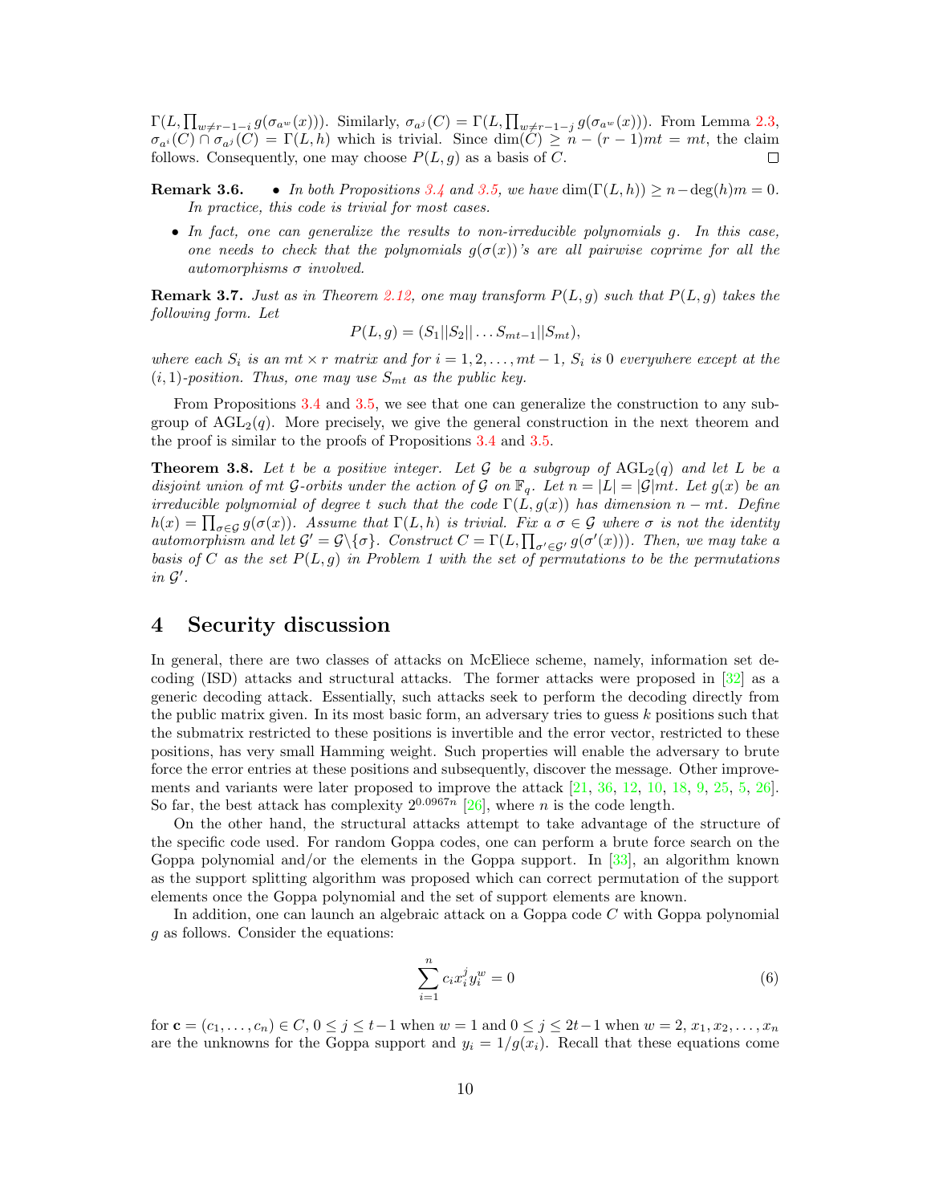$\Gamma(L, \prod_{w \neq r-1-i} g(\sigma_{a^w}(x)))$. Similarly, $\sigma_{a^j}(C) = \Gamma(L, \prod_{w \neq r-1-j} g(\sigma_{a^w}(x)))$. From Lemma 2.3, $\sigma_{a^i}(C) \cap \sigma_{a^j}(C) = \Gamma(L, h)$ which is trivial. Since $\dim(C) \geq n - (r-1)mt = mt$, the claim follows. Consequently, one may choose $P(L, g)$ as a basis of $C$. □

**Remark 3.6.**

- *In both Propositions 3.4 and 3.5, we have $\dim(\Gamma(L, h)) \geq n - \deg(h)m = 0$. In practice, this code is trivial for most cases.*
- *In fact, one can generalize the results to non-irreducible polynomials $g$. In this case, one needs to check that the polynomials $g(\sigma(x))$'s are all pairwise coprime for all the automorphisms $\sigma$ involved.*

**Remark 3.7.** *Just as in Theorem 2.12, one may transform $P(L, g)$ such that $P(L, g)$ takes the following form. Let*

$$P(L, g) = (S_1 || S_2 || \dots S_{mt-1} || S_{mt}),$$

*where each $S_i$ is an $mt \times r$ matrix and for $i = 1, 2, \dots, mt-1$, $S_i$ is 0 everywhere except at the $(i, 1)$-position. Thus, one may use $S_{mt}$ as the public key.*

From Propositions 3.4 and 3.5, we see that one can generalize the construction to any subgroup of $\mathrm{AGL}_2(q)$. More precisely, we give the general construction in the next theorem and the proof is similar to the proofs of Propositions 3.4 and 3.5.

**Theorem 3.8.** *Let $t$ be a positive integer. Let $\mathcal{G}$ be a subgroup of $\mathrm{AGL}_2(q)$ and let $L$ be a disjoint union of $mt$ $\mathcal{G}$-orbits under the action of $\mathcal{G}$ on $\mathbb{F}_q$. Let $n = |L| = |\mathcal{G}|mt$. Let $g(x)$ be an irreducible polynomial of degree $t$ such that the code $\Gamma(L, g(x))$ has dimension $n - mt$. Define $h(x) = \prod_{\sigma \in \mathcal{G}} g(\sigma(x))$. Assume that $\Gamma(L, h)$ is trivial. Fix a $\sigma \in \mathcal{G}$ where $\sigma$ is not the identity automorphism and let $\mathcal{G}' = \mathcal{G} \backslash \{\sigma\}$. Construct $C = \Gamma(L, \prod_{\sigma' \in \mathcal{G}'} g(\sigma'(x)))$. Then, we may take a basis of $C$ as the set $P(L, g)$ in Problem 1 with the set of permutations to be the permutations in $\mathcal{G}'$.*

# 4 Security discussion

In general, there are two classes of attacks on McEliece scheme, namely, information set decoding (ISD) attacks and structural attacks. The former attacks were proposed in [32] as a generic decoding attack. Essentially, such attacks seek to perform the decoding directly from the public matrix given. In its most basic form, an adversary tries to guess $k$ positions such that the submatrix restricted to these positions is invertible and the error vector, restricted to these positions, has very small Hamming weight. Such properties will enable the adversary to brute force the error entries at these positions and subsequently, discover the message. Other improvements and variants were later proposed to improve the attack [21, 36, 12, 10, 18, 9, 25, 5, 26]. So far, the best attack has complexity $2^{0.0967n}$ [26], where $n$ is the code length.

On the other hand, the structural attacks attempt to take advantage of the structure of the specific code used. For random Goppa codes, one can perform a brute force search on the Goppa polynomial and/or the elements in the Goppa support. In [33], an algorithm known as the support splitting algorithm was proposed which can correct permutation of the support elements once the Goppa polynomial and the set of support elements are known.

In addition, one can launch an algebraic attack on a Goppa code $C$ with Goppa polynomial $g$ as follows. Consider the equations:

$$\sum_{i=1}^{n} c_i x_i^j y_i^w = 0 \tag{6}$$

for $\mathbf{c} = (c_1, \dots, c_n) \in C$, $0 \leq j \leq t-1$ when $w = 1$ and $0 \leq j \leq 2t-1$ when $w = 2$, $x_1, x_2, \dots, x_n$ are the unknowns for the Goppa support and $y_i = 1/g(x_i)$. Recall that these equations come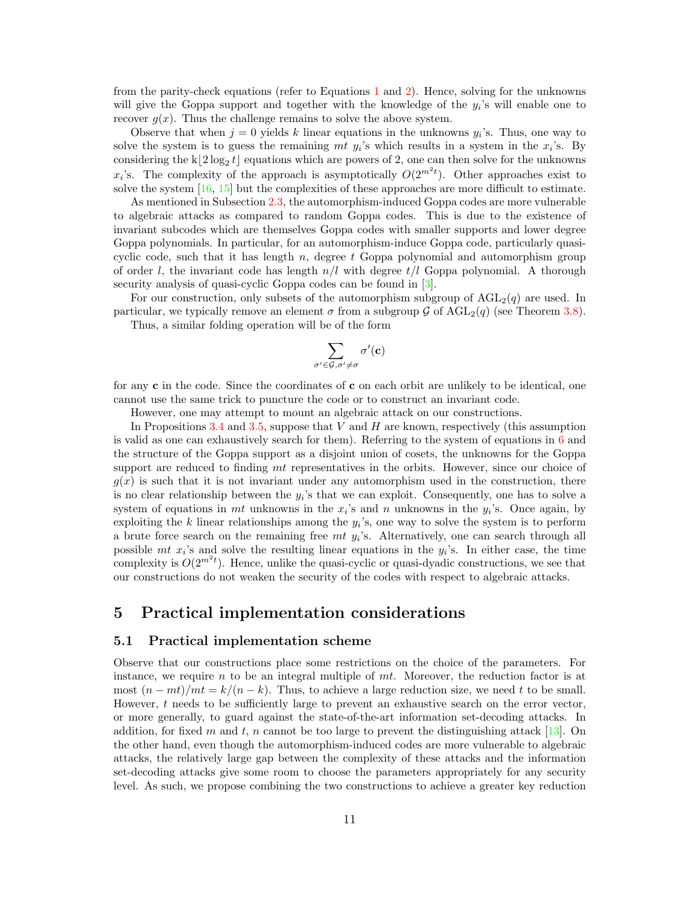from the parity-check equations (refer to Equations 1 and 2). Hence, solving for the unknowns will give the Goppa support and together with the knowledge of the $y_i$'s will enable one to recover $g(x)$. Thus the challenge remains to solve the above system.

Observe that when $j = 0$ yields $k$ linear equations in the unknowns $y_i$'s. Thus, one way to solve the system is to guess the remaining $mt$ $y_i$'s which results in a system in the $x_i$'s. By considering the k$\lfloor 2\log_2 t \rfloor$ equations which are powers of 2, one can then solve for the unknowns $x_i$'s. The complexity of the approach is asymptotically $O(2^{m^2t})$. Other approaches exist to solve the system [16, 15] but the complexities of these approaches are more difficult to estimate.

As mentioned in Subsection 2.3, the automorphism-induced Goppa codes are more vulnerable to algebraic attacks as compared to random Goppa codes. This is due to the existence of invariant subcodes which are themselves Goppa codes with smaller supports and lower degree Goppa polynomials. In particular, for an automorphism-induce Goppa code, particularly quasi-cyclic code, such that it has length $n$, degree $t$ Goppa polynomial and automorphism group of order $l$, the invariant code has length $n/l$ with degree $t/l$ Goppa polynomial. A thorough security analysis of quasi-cyclic Goppa codes can be found in [3].

For our construction, only subsets of the automorphism subgroup of $\mathrm{AGL}_2(q)$ are used. In particular, we typically remove an element $\sigma$ from a subgroup $\mathcal{G}$ of $\mathrm{AGL}_2(q)$ (see Theorem 3.8).

Thus, a similar folding operation will be of the form

$$\sum_{\sigma' \in \mathcal{G}, \sigma' \neq \sigma} \sigma'(\mathbf{c})$$

for any $\mathbf{c}$ in the code. Since the coordinates of $\mathbf{c}$ on each orbit are unlikely to be identical, one cannot use the same trick to puncture the code or to construct an invariant code.

However, one may attempt to mount an algebraic attack on our constructions.

In Propositions 3.4 and 3.5, suppose that $V$ and $H$ are known, respectively (this assumption is valid as one can exhaustively search for them). Referring to the system of equations in 6 and the structure of the Goppa support as a disjoint union of cosets, the unknowns for the Goppa support are reduced to finding $mt$ representatives in the orbits. However, since our choice of $g(x)$ is such that it is not invariant under any automorphism used in the construction, there is no clear relationship between the $y_i$'s that we can exploit. Consequently, one has to solve a system of equations in $mt$ unknowns in the $x_i$'s and $n$ unknowns in the $y_i$'s. Once again, by exploiting the $k$ linear relationships among the $y_i$'s, one way to solve the system is to perform a brute force search on the remaining free $mt$ $y_i$'s. Alternatively, one can search through all possible $mt$ $x_i$'s and solve the resulting linear equations in the $y_i$'s. In either case, the time complexity is $O(2^{m^2t})$. Hence, unlike the quasi-cyclic or quasi-dyadic constructions, we see that our constructions do not weaken the security of the codes with respect to algebraic attacks.

# 5 Practical implementation considerations

## 5.1 Practical implementation scheme

Observe that our constructions place some restrictions on the choice of the parameters. For instance, we require $n$ to be an integral multiple of $mt$. Moreover, the reduction factor is at most $(n - mt)/mt = k/(n - k)$. Thus, to achieve a large reduction size, we need $t$ to be small. However, $t$ needs to be sufficiently large to prevent an exhaustive search on the error vector, or more generally, to guard against the state-of-the-art information set-decoding attacks. In addition, for fixed $m$ and $t$, $n$ cannot be too large to prevent the distinguishing attack [13]. On the other hand, even though the automorphism-induced codes are more vulnerable to algebraic attacks, the relatively large gap between the complexity of these attacks and the information set-decoding attacks give some room to choose the parameters appropriately for any security level. As such, we propose combining the two constructions to achieve a greater key reduction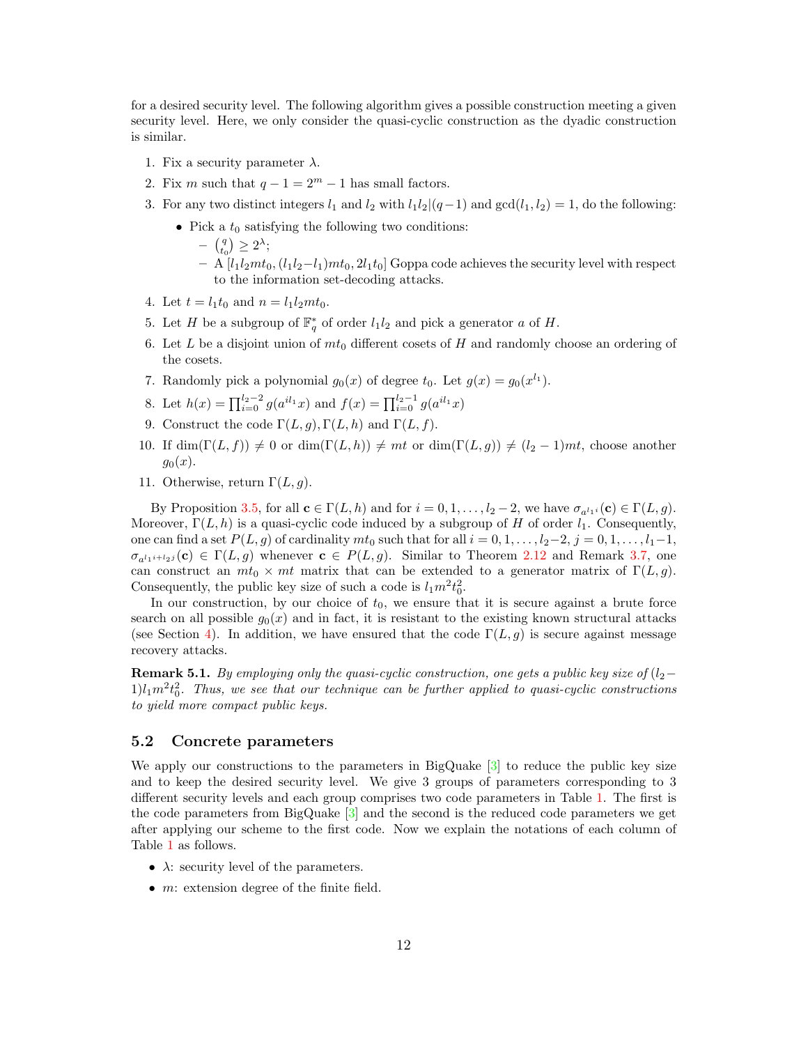for a desired security level. The following algorithm gives a possible construction meeting a given security level. Here, we only consider the quasi-cyclic construction as the dyadic construction is similar.

1. Fix a security parameter $\lambda$.
2. Fix $m$ such that $q-1 = 2^m - 1$ has small factors.
3. For any two distinct integers $l_1$ and $l_2$ with $l_1 l_2 | (q-1)$ and $\gcd(l_1, l_2) = 1$, do the following:
   - Pick a $t_0$ satisfying the following two conditions:
     - $\binom{q}{t_0} \geq 2^\lambda$;
     - A $[l_1 l_2 m t_0, (l_1 l_2 - l_1) m t_0, 2 l_1 t_0]$ Goppa code achieves the security level with respect to the information set-decoding attacks.
4. Let $t = l_1 t_0$ and $n = l_1 l_2 m t_0$.
5. Let $H$ be a subgroup of $\mathbb{F}_q^*$ of order $l_1 l_2$ and pick a generator $a$ of $H$.
6. Let $L$ be a disjoint union of $m t_0$ different cosets of $H$ and randomly choose an ordering of the cosets.
7. Randomly pick a polynomial $g_0(x)$ of degree $t_0$. Let $g(x) = g_0(x^{l_1})$.
8. Let $h(x) = \prod_{i=0}^{l_2-2} g(a^{i l_1} x)$ and $f(x) = \prod_{i=0}^{l_2-1} g(a^{i l_1} x)$
9. Construct the code $\Gamma(L, g), \Gamma(L, h)$ and $\Gamma(L, f)$.
10. If $\dim(\Gamma(L, f)) \neq 0$ or $\dim(\Gamma(L, h)) \neq mt$ or $\dim(\Gamma(L, g)) \neq (l_2 - 1)mt$, choose another $g_0(x)$.
11. Otherwise, return $\Gamma(L, g)$.

By Proposition 3.5, for all $\mathbf{c} \in \Gamma(L, h)$ and for $i = 0, 1, \ldots, l_2 - 2$, we have $\sigma_{a^{l_1 i}}(\mathbf{c}) \in \Gamma(L, g)$. Moreover, $\Gamma(L, h)$ is a quasi-cyclic code induced by a subgroup of $H$ of order $l_1$. Consequently, one can find a set $P(L, g)$ of cardinality $m t_0$ such that for all $i = 0, 1, \ldots, l_2 - 2$, $j = 0, 1, \ldots, l_1 - 1$, $\sigma_{a^{l_1 i + l_2 j}}(\mathbf{c}) \in \Gamma(L, g)$ whenever $\mathbf{c} \in P(L, g)$. Similar to Theorem 2.12 and Remark 3.7, one can construct an $m t_0 \times mt$ matrix that can be extended to a generator matrix of $\Gamma(L, g)$. Consequently, the public key size of such a code is $l_1 m^2 t_0^2$.

In our construction, by our choice of $t_0$, we ensure that it is secure against a brute force search on all possible $g_0(x)$ and in fact, it is resistant to the existing known structural attacks (see Section 4). In addition, we have ensured that the code $\Gamma(L, g)$ is secure against message recovery attacks.

**Remark 5.1.** *By employing only the quasi-cyclic construction, one gets a public key size of* $(l_2 - 1) l_1 m^2 t_0^2$. *Thus, we see that our technique can be further applied to quasi-cyclic constructions to yield more compact public keys.*

## 5.2 Concrete parameters

We apply our constructions to the parameters in BigQuake [3] to reduce the public key size and to keep the desired security level. We give 3 groups of parameters corresponding to 3 different security levels and each group comprises two code parameters in Table 1. The first is the code parameters from BigQuake [3] and the second is the reduced code parameters we get after applying our scheme to the first code. Now we explain the notations of each column of Table 1 as follows.

- $\lambda$: security level of the parameters.
- $m$: extension degree of the finite field.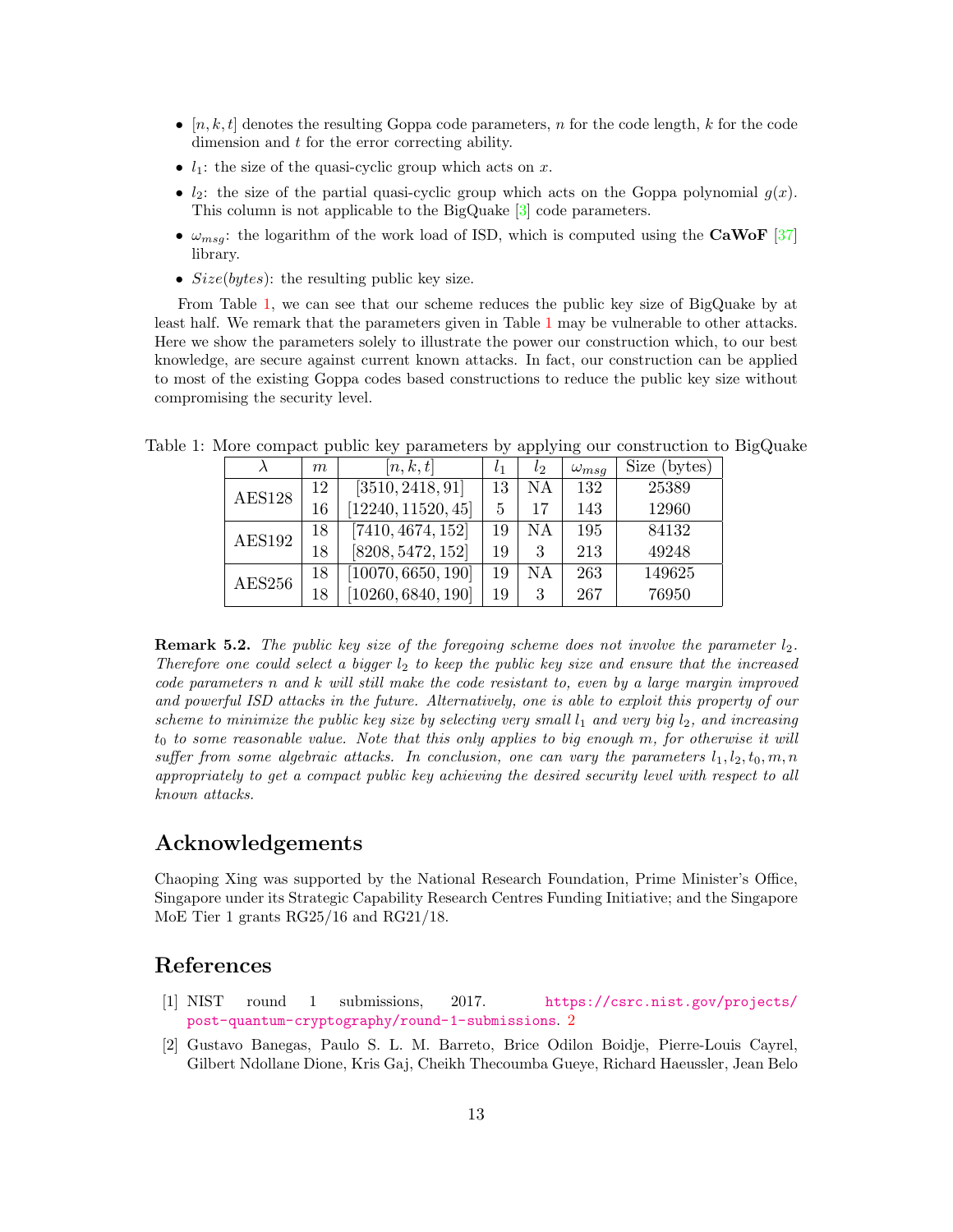- $[n, k, t]$ denotes the resulting Goppa code parameters, $n$ for the code length, $k$ for the code dimension and $t$ for the error correcting ability.
- $l_1$: the size of the quasi-cyclic group which acts on $x$.
- $l_2$: the size of the partial quasi-cyclic group which acts on the Goppa polynomial $g(x)$. This column is not applicable to the BigQuake [3] code parameters.
- $\omega_{msg}$: the logarithm of the work load of ISD, which is computed using the **CaWoF** [37] library.
- $Size(bytes)$: the resulting public key size.

From Table 1, we can see that our scheme reduces the public key size of BigQuake by at least half. We remark that the parameters given in Table 1 may be vulnerable to other attacks. Here we show the parameters solely to illustrate the power our construction which, to our best knowledge, are secure against current known attacks. In fact, our construction can be applied to most of the existing Goppa codes based constructions to reduce the public key size without compromising the security level.

Table 1: More compact public key parameters by applying our construction to BigQuake

| $\lambda$ | $m$ | $[n, k, t]$ | $l_1$ | $l_2$ | $\omega_{msg}$ | Size (bytes) |
|---|---|---|---|---|---|---|
| AES128 | 12 | $[3510, 2418, 91]$ | 13 | NA | 132 | 25389 |
| | 16 | $[12240, 11520, 45]$ | 5 | 17 | 143 | 12960 |
| AES192 | 18 | $[7410, 4674, 152]$ | 19 | NA | 195 | 84132 |
| | 18 | $[8208, 5472, 152]$ | 19 | 3 | 213 | 49248 |
| AES256 | 18 | $[10070, 6650, 190]$ | 19 | NA | 263 | 149625 |
| | 18 | $[10260, 6840, 190]$ | 19 | 3 | 267 | 76950 |

**Remark 5.2.** *The public key size of the foregoing scheme does not involve the parameter $l_2$. Therefore one could select a bigger $l_2$ to keep the public key size and ensure that the increased code parameters $n$ and $k$ will still make the code resistant to, even by a large margin improved and powerful ISD attacks in the future. Alternatively, one is able to exploit this property of our scheme to minimize the public key size by selecting very small $l_1$ and very big $l_2$, and increasing $t_0$ to some reasonable value. Note that this only applies to big enough $m$, for otherwise it will suffer from some algebraic attacks. In conclusion, one can vary the parameters $l_1, l_2, t_0, m, n$ appropriately to get a compact public key achieving the desired security level with respect to all known attacks.*

## Acknowledgements

Chaoping Xing was supported by the National Research Foundation, Prime Minister's Office, Singapore under its Strategic Capability Research Centres Funding Initiative; and the Singapore MoE Tier 1 grants RG25/16 and RG21/18.

## References

[1] NIST round 1 submissions, 2017. https://csrc.nist.gov/projects/post-quantum-cryptography/round-1-submissions. 2

[2] Gustavo Banegas, Paulo S. L. M. Barreto, Brice Odilon Boidje, Pierre-Louis Cayrel, Gilbert Ndollane Dione, Kris Gaj, Cheikh Thecoumba Gueye, Richard Haeussler, Jean Belo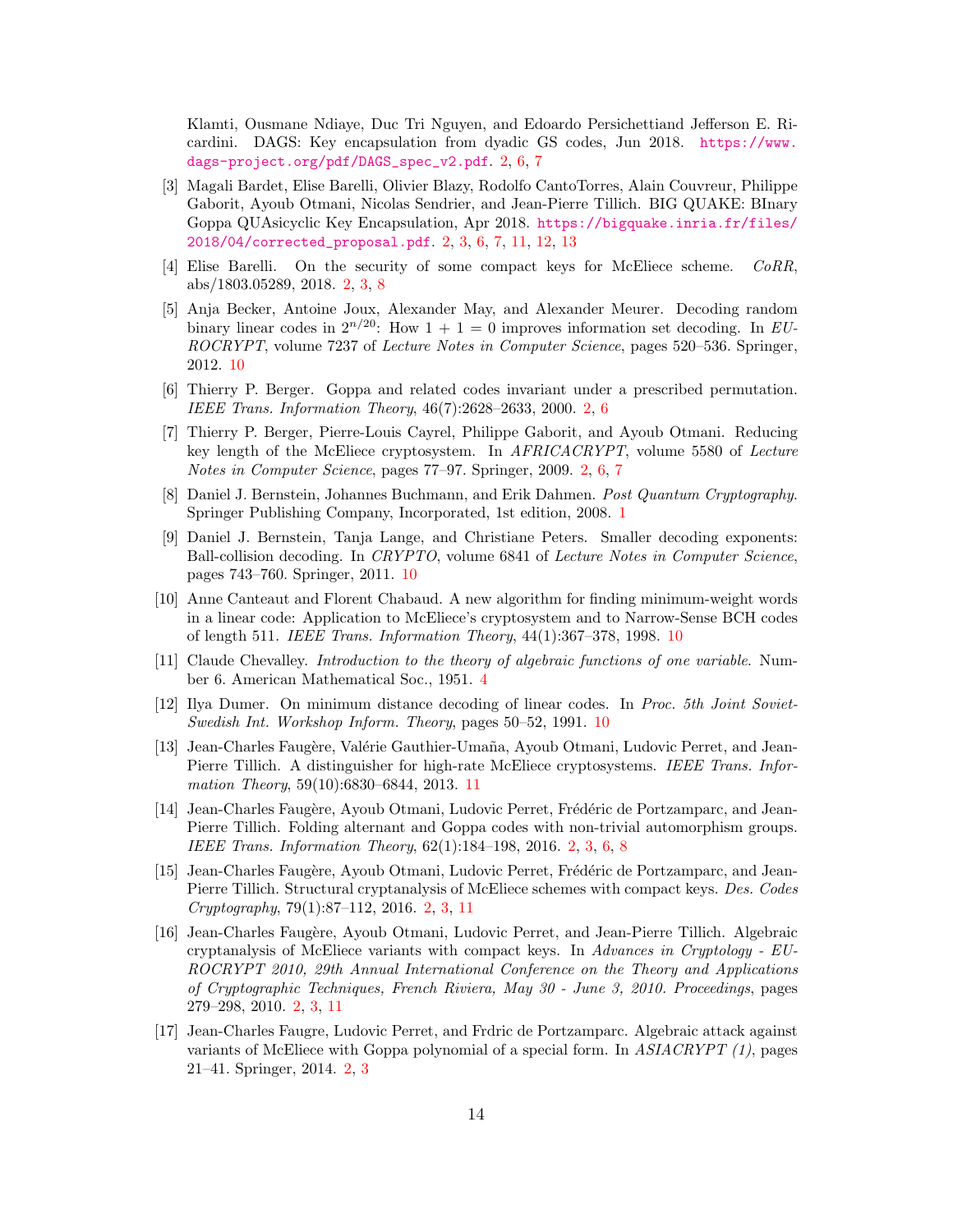Klamti, Ousmane Ndiaye, Duc Tri Nguyen, and Edoardo Persichettiand Jefferson E. Ricardini. DAGS: Key encapsulation from dyadic GS codes, Jun 2018. https://www.dags-project.org/pdf/DAGS_spec_v2.pdf. 2, 6, 7

[3] Magali Bardet, Elise Barelli, Olivier Blazy, Rodolfo CantoTorres, Alain Couvreur, Philippe Gaborit, Ayoub Otmani, Nicolas Sendrier, and Jean-Pierre Tillich. BIG QUAKE: BInary Goppa QUAsicyclic Key Encapsulation, Apr 2018. https://bigquake.inria.fr/files/2018/04/corrected_proposal.pdf. 2, 3, 6, 7, 11, 12, 13

[4] Elise Barelli. On the security of some compact keys for McEliece scheme. *CoRR*, abs/1803.05289, 2018. 2, 3, 8

[5] Anja Becker, Antoine Joux, Alexander May, and Alexander Meurer. Decoding random binary linear codes in $2^{n/20}$: How $1 + 1 = 0$ improves information set decoding. In *EUROCRYPT*, volume 7237 of *Lecture Notes in Computer Science*, pages 520–536. Springer, 2012. 10

[6] Thierry P. Berger. Goppa and related codes invariant under a prescribed permutation. *IEEE Trans. Information Theory*, 46(7):2628–2633, 2000. 2, 6

[7] Thierry P. Berger, Pierre-Louis Cayrel, Philippe Gaborit, and Ayoub Otmani. Reducing key length of the McEliece cryptosystem. In *AFRICACRYPT*, volume 5580 of *Lecture Notes in Computer Science*, pages 77–97. Springer, 2009. 2, 6, 7

[8] Daniel J. Bernstein, Johannes Buchmann, and Erik Dahmen. *Post Quantum Cryptography.* Springer Publishing Company, Incorporated, 1st edition, 2008. 1

[9] Daniel J. Bernstein, Tanja Lange, and Christiane Peters. Smaller decoding exponents: Ball-collision decoding. In *CRYPTO*, volume 6841 of *Lecture Notes in Computer Science*, pages 743–760. Springer, 2011. 10

[10] Anne Canteaut and Florent Chabaud. A new algorithm for finding minimum-weight words in a linear code: Application to McEliece's cryptosystem and to Narrow-Sense BCH codes of length 511. *IEEE Trans. Information Theory*, 44(1):367–378, 1998. 10

[11] Claude Chevalley. *Introduction to the theory of algebraic functions of one variable*. Number 6. American Mathematical Soc., 1951. 4

[12] Ilya Dumer. On minimum distance decoding of linear codes. In *Proc. 5th Joint Soviet-Swedish Int. Workshop Inform. Theory*, pages 50–52, 1991. 10

[13] Jean-Charles Faugère, Valérie Gauthier-Umaña, Ayoub Otmani, Ludovic Perret, and Jean-Pierre Tillich. A distinguisher for high-rate McEliece cryptosystems. *IEEE Trans. Information Theory*, 59(10):6830–6844, 2013. 11

[14] Jean-Charles Faugère, Ayoub Otmani, Ludovic Perret, Frédéric de Portzamparc, and Jean-Pierre Tillich. Folding alternant and Goppa codes with non-trivial automorphism groups. *IEEE Trans. Information Theory*, 62(1):184–198, 2016. 2, 3, 6, 8

[15] Jean-Charles Faugère, Ayoub Otmani, Ludovic Perret, Frédéric de Portzamparc, and Jean-Pierre Tillich. Structural cryptanalysis of McEliece schemes with compact keys. *Des. Codes Cryptography*, 79(1):87–112, 2016. 2, 3, 11

[16] Jean-Charles Faugère, Ayoub Otmani, Ludovic Perret, and Jean-Pierre Tillich. Algebraic cryptanalysis of McEliece variants with compact keys. In *Advances in Cryptology - EUROCRYPT 2010, 29th Annual International Conference on the Theory and Applications of Cryptographic Techniques, French Riviera, May 30 - June 3, 2010. Proceedings*, pages 279–298, 2010. 2, 3, 11

[17] Jean-Charles Faugre, Ludovic Perret, and Frdric de Portzamparc. Algebraic attack against variants of McEliece with Goppa polynomial of a special form. In *ASIACRYPT (1)*, pages 21–41. Springer, 2014. 2, 3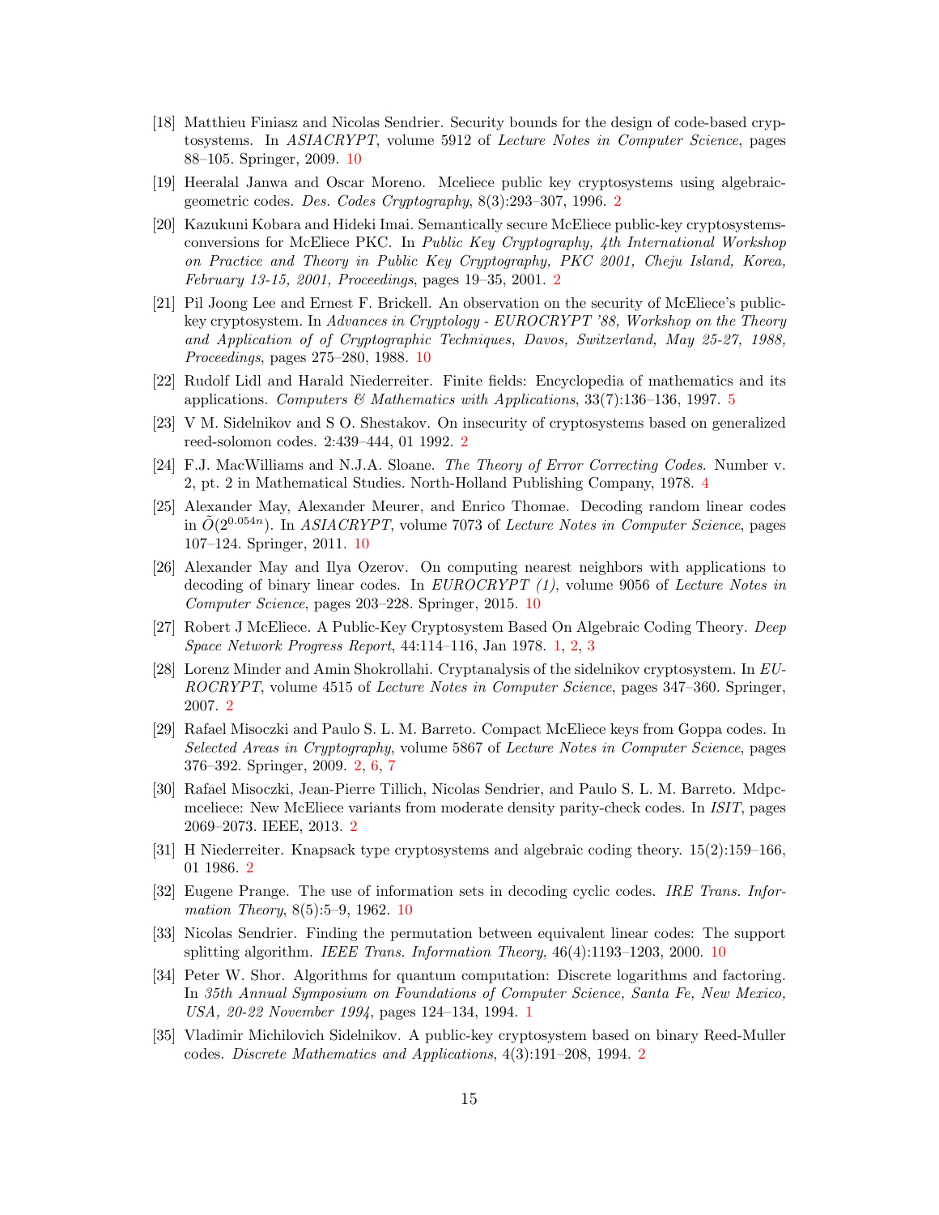[18] Matthieu Finiasz and Nicolas Sendrier. Security bounds for the design of code-based cryptosystems. In *ASIACRYPT*, volume 5912 of *Lecture Notes in Computer Science*, pages 88–105. Springer, 2009. 10

[19] Heeralal Janwa and Oscar Moreno. Mceliece public key cryptosystems using algebraic-geometric codes. *Des. Codes Cryptography*, 8(3):293–307, 1996. 2

[20] Kazukuni Kobara and Hideki Imai. Semantically secure McEliece public-key cryptosystems-conversions for McEliece PKC. In *Public Key Cryptography, 4th International Workshop on Practice and Theory in Public Key Cryptography, PKC 2001, Cheju Island, Korea, February 13-15, 2001, Proceedings*, pages 19–35, 2001. 2

[21] Pil Joong Lee and Ernest F. Brickell. An observation on the security of McEliece's public-key cryptosystem. In *Advances in Cryptology - EUROCRYPT '88, Workshop on the Theory and Application of of Cryptographic Techniques, Davos, Switzerland, May 25-27, 1988, Proceedings*, pages 275–280, 1988. 10

[22] Rudolf Lidl and Harald Niederreiter. Finite fields: Encyclopedia of mathematics and its applications. *Computers & Mathematics with Applications*, 33(7):136–136, 1997. 5

[23] V M. Sidelnikov and S O. Shestakov. On insecurity of cryptosystems based on generalized reed-solomon codes. 2:439–444, 01 1992. 2

[24] F.J. MacWilliams and N.J.A. Sloane. *The Theory of Error Correcting Codes*. Number v. 2, pt. 2 in Mathematical Studies. North-Holland Publishing Company, 1978. 4

[25] Alexander May, Alexander Meurer, and Enrico Thomae. Decoding random linear codes in $\tilde{O}(2^{0.054n})$. In *ASIACRYPT*, volume 7073 of *Lecture Notes in Computer Science*, pages 107–124. Springer, 2011. 10

[26] Alexander May and Ilya Ozerov. On computing nearest neighbors with applications to decoding of binary linear codes. In *EUROCRYPT (1)*, volume 9056 of *Lecture Notes in Computer Science*, pages 203–228. Springer, 2015. 10

[27] Robert J McEliece. A Public-Key Cryptosystem Based On Algebraic Coding Theory. *Deep Space Network Progress Report*, 44:114–116, Jan 1978. 1, 2, 3

[28] Lorenz Minder and Amin Shokrollahi. Cryptanalysis of the sidelnikov cryptosystem. In *EUROCRYPT*, volume 4515 of *Lecture Notes in Computer Science*, pages 347–360. Springer, 2007. 2

[29] Rafael Misoczki and Paulo S. L. M. Barreto. Compact McEliece keys from Goppa codes. In *Selected Areas in Cryptography*, volume 5867 of *Lecture Notes in Computer Science*, pages 376–392. Springer, 2009. 2, 6, 7

[30] Rafael Misoczki, Jean-Pierre Tillich, Nicolas Sendrier, and Paulo S. L. M. Barreto. Mdpc-mceliece: New McEliece variants from moderate density parity-check codes. In *ISIT*, pages 2069–2073. IEEE, 2013. 2

[31] H Niederreiter. Knapsack type cryptosystems and algebraic coding theory. 15(2):159–166, 01 1986. 2

[32] Eugene Prange. The use of information sets in decoding cyclic codes. *IRE Trans. Information Theory*, 8(5):5–9, 1962. 10

[33] Nicolas Sendrier. Finding the permutation between equivalent linear codes: The support splitting algorithm. *IEEE Trans. Information Theory*, 46(4):1193–1203, 2000. 10

[34] Peter W. Shor. Algorithms for quantum computation: Discrete logarithms and factoring. In *35th Annual Symposium on Foundations of Computer Science, Santa Fe, New Mexico, USA, 20-22 November 1994*, pages 124–134, 1994. 1

[35] Vladimir Michilovich Sidelnikov. A public-key cryptosystem based on binary Reed-Muller codes. *Discrete Mathematics and Applications*, 4(3):191–208, 1994. 2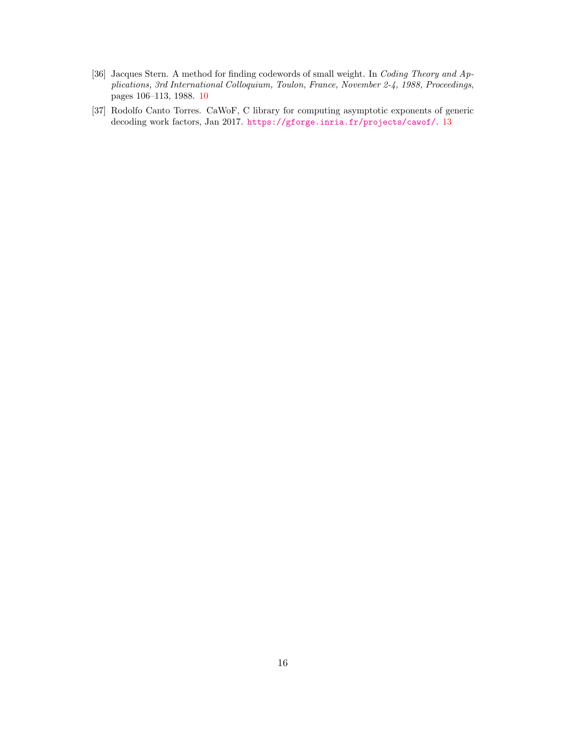[36] Jacques Stern. A method for finding codewords of small weight. In *Coding Theory and Applications, 3rd International Colloquium, Toulon, France, November 2-4, 1988, Proceedings*, pages 106–113, 1988. 10

[37] Rodolfo Canto Torres. CaWoF, C library for computing asymptotic exponents of generic decoding work factors, Jan 2017. `https://gforge.inria.fr/projects/cawof/`. 13